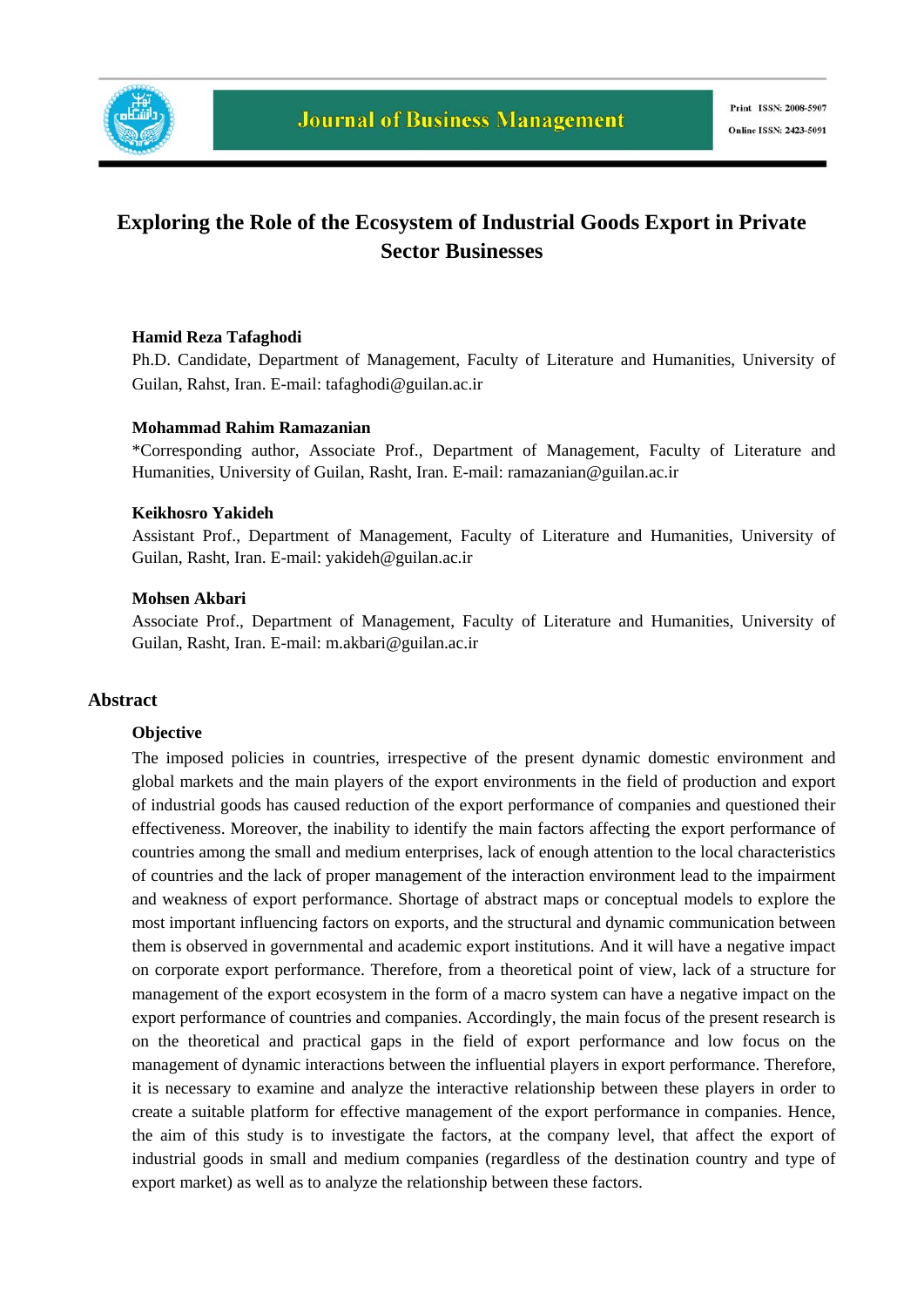# Exploring the Role of the Ecosystem of Industrial Goods Export in Private Sector Businesses

**Hamid Reza Tafaghodi**
Ph.D. Candidate, Department of Management, Faculty of Literature and Humanities, University of Guilan, Rahst, Iran. E-mail: tafaghodi@guilan.ac.ir

**Mohammad Rahim Ramazanian**
*Corresponding author, Associate Prof., Department of Management, Faculty of Literature and Humanities, University of Guilan, Rasht, Iran. E-mail: ramazanian@guilan.ac.ir

**Keikhosro Yakideh**
Assistant Prof., Department of Management, Faculty of Literature and Humanities, University of Guilan, Rasht, Iran. E-mail: yakideh@guilan.ac.ir

**Mohsen Akbari**
Associate Prof., Department of Management, Faculty of Literature and Humanities, University of Guilan, Rasht, Iran. E-mail: m.akbari@guilan.ac.ir

## Abstract

### Objective

The imposed policies in countries, irrespective of the present dynamic domestic environment and global markets and the main players of the export environments in the field of production and export of industrial goods has caused reduction of the export performance of companies and questioned their effectiveness. Moreover, the inability to identify the main factors affecting the export performance of countries among the small and medium enterprises, lack of enough attention to the local characteristics of countries and the lack of proper management of the interaction environment lead to the impairment and weakness of export performance. Shortage of abstract maps or conceptual models to explore the most important influencing factors on exports, and the structural and dynamic communication between them is observed in governmental and academic export institutions. And it will have a negative impact on corporate export performance. Therefore, from a theoretical point of view, lack of a structure for management of the export ecosystem in the form of a macro system can have a negative impact on the export performance of countries and companies. Accordingly, the main focus of the present research is on the theoretical and practical gaps in the field of export performance and low focus on the management of dynamic interactions between the influential players in export performance. Therefore, it is necessary to examine and analyze the interactive relationship between these players in order to create a suitable platform for effective management of the export performance in companies. Hence, the aim of this study is to investigate the factors, at the company level, that affect the export of industrial goods in small and medium companies (regardless of the destination country and type of export market) as well as to analyze the relationship between these factors.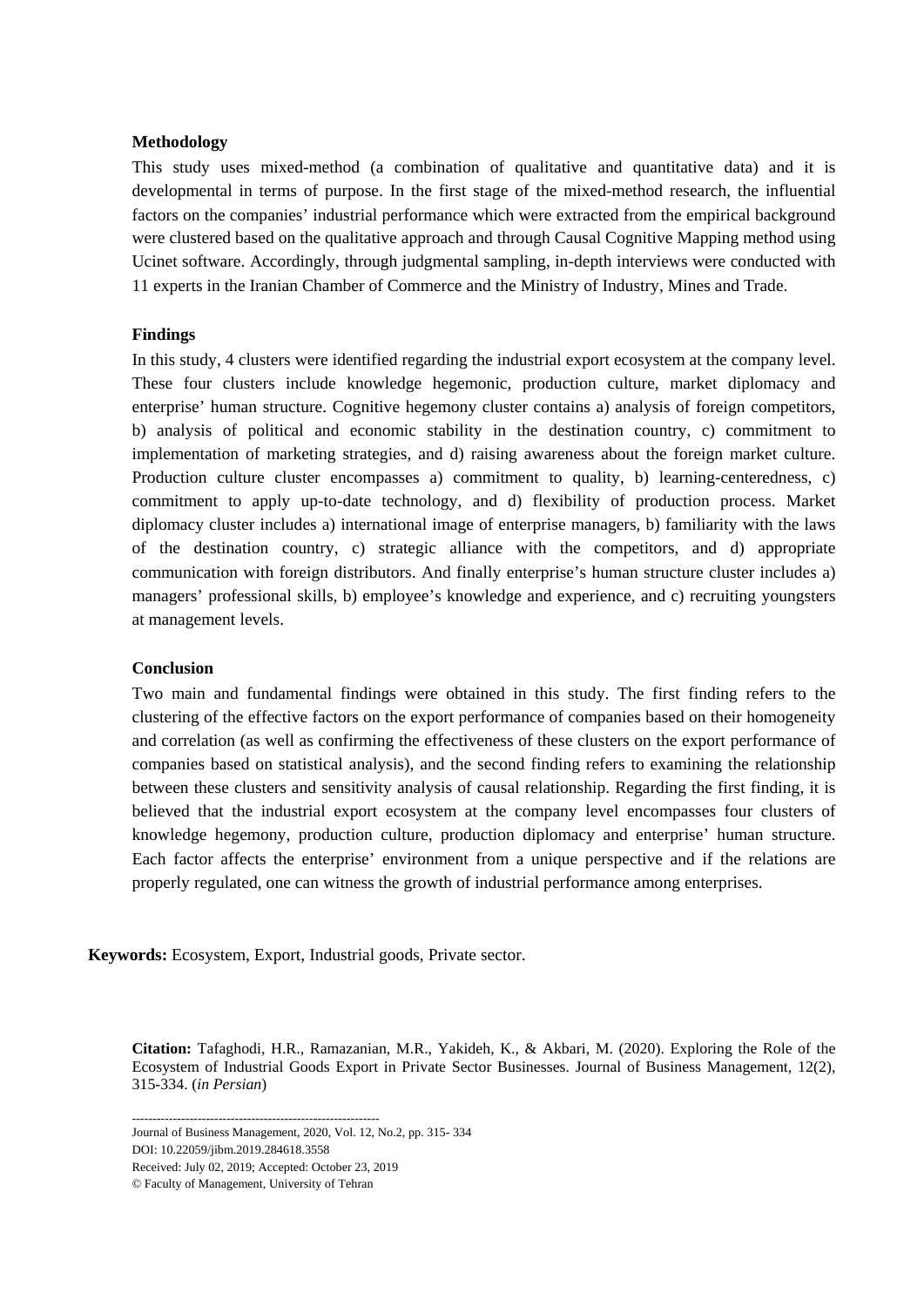**Methodology**

This study uses mixed-method (a combination of qualitative and quantitative data) and it is developmental in terms of purpose. In the first stage of the mixed-method research, the influential factors on the companies' industrial performance which were extracted from the empirical background were clustered based on the qualitative approach and through Causal Cognitive Mapping method using Ucinet software. Accordingly, through judgmental sampling, in-depth interviews were conducted with 11 experts in the Iranian Chamber of Commerce and the Ministry of Industry, Mines and Trade.

**Findings**

In this study, 4 clusters were identified regarding the industrial export ecosystem at the company level. These four clusters include knowledge hegemonic, production culture, market diplomacy and enterprise' human structure. Cognitive hegemony cluster contains a) analysis of foreign competitors, b) analysis of political and economic stability in the destination country, c) commitment to implementation of marketing strategies, and d) raising awareness about the foreign market culture. Production culture cluster encompasses a) commitment to quality, b) learning-centeredness, c) commitment to apply up-to-date technology, and d) flexibility of production process. Market diplomacy cluster includes a) international image of enterprise managers, b) familiarity with the laws of the destination country, c) strategic alliance with the competitors, and d) appropriate communication with foreign distributors. And finally enterprise's human structure cluster includes a) managers' professional skills, b) employee's knowledge and experience, and c) recruiting youngsters at management levels.

**Conclusion**

Two main and fundamental findings were obtained in this study. The first finding refers to the clustering of the effective factors on the export performance of companies based on their homogeneity and correlation (as well as confirming the effectiveness of these clusters on the export performance of companies based on statistical analysis), and the second finding refers to examining the relationship between these clusters and sensitivity analysis of causal relationship. Regarding the first finding, it is believed that the industrial export ecosystem at the company level encompasses four clusters of knowledge hegemony, production culture, production diplomacy and enterprise' human structure. Each factor affects the enterprise' environment from a unique perspective and if the relations are properly regulated, one can witness the growth of industrial performance among enterprises.

**Keywords:** Ecosystem, Export, Industrial goods, Private sector.

**Citation:** Tafaghodi, H.R., Ramazanian, M.R., Yakideh, K., & Akbari, M. (2020). Exploring the Role of the Ecosystem of Industrial Goods Export in Private Sector Businesses. Journal of Business Management, 12(2), 315-334. (*in Persian*)

---

Journal of Business Management, 2020, Vol. 12, No.2, pp. 315- 334

DOI: 10.22059/jibm.2019.284618.3558

Received: July 02, 2019; Accepted: October 23, 2019

© Faculty of Management, University of Tehran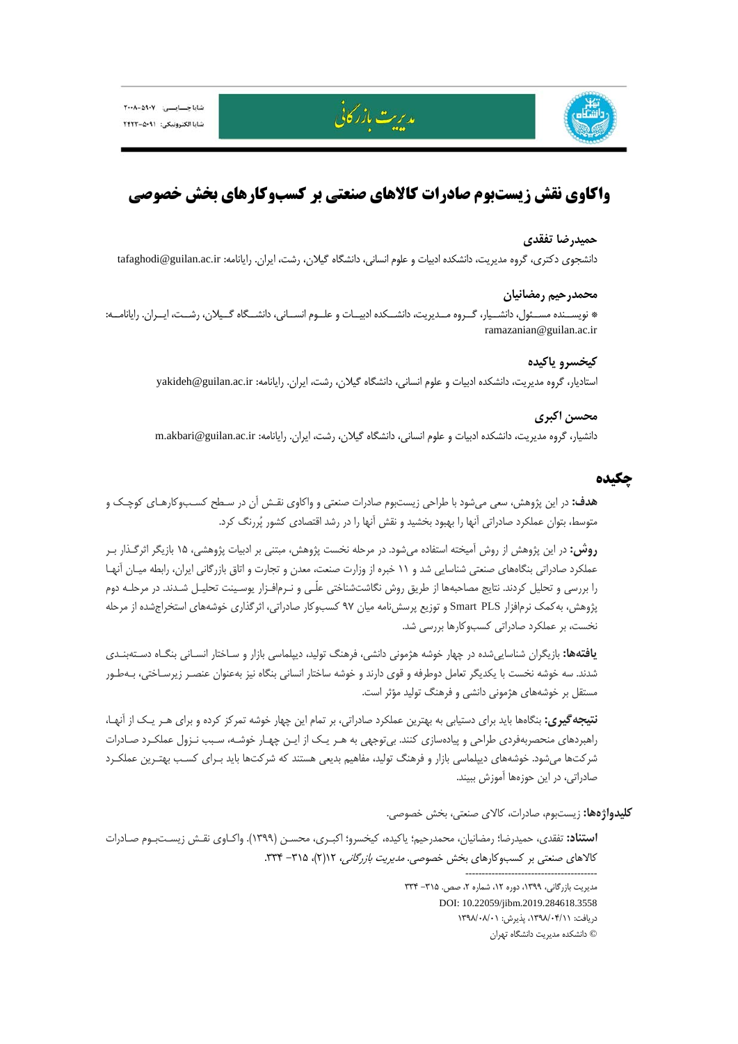# واکاوی نقش زیست‌بوم صادرات کالاهای صنعتی بر کسب‌وکارهای بخش خصوصی

### حمیدرضا تفقدی

دانشجوی دکتری، گروه مدیریت، دانشکده ادبیات و علوم انسانی، دانشگاه گیلان، رشت، ایران. رایانامه: tafaghodi@guilan.ac.ir

### محمدرحیم رمضانیان

* نویسنده مسئول، دانشیار، گروه مدیریت، دانشکده ادبیات و علوم انسانی، دانشگاه گیلان، رشت، ایران. رایانامه: ramazanian@guilan.ac.ir

### کیخسرو یاکیده

استادیار، گروه مدیریت، دانشکده ادبیات و علوم انسانی، دانشگاه گیلان، رشت، ایران. رایانامه: yakideh@guilan.ac.ir

### محسن اکبری

دانشیار، گروه مدیریت، دانشکده ادبیات و علوم انسانی، دانشگاه گیلان، رشت، ایران. رایانامه: m.akbari@guilan.ac.ir

## چکیده

**هدف:** در این پژوهش، سعی می‌شود با طراحی زیست‌بوم صادرات صنعتی و واکاوی نقش آن در سطح کسب‌وکارهای کوچک و متوسط، بتوان عملکرد صادراتی آنها را بهبود بخشید و نقش آنها را در رشد اقتصادی کشور پُررنگ کرد.

**روش:** در این پژوهش از روش آمیخته استفاده می‌شود. در مرحله نخست پژوهش، مبتنی بر ادبیات پژوهشی، ۱۵ بازیگر اثرگذار بر عملکرد صادراتی بنگاه‌های صنعتی شناسایی شد و ۱۱ خبره از وزارت صنعت، معدن و تجارت و اتاق بازرگانی ایران، رابطه میان آنها را بررسی و تحلیل کردند. نتایج مصاحبه‌ها از طریق روش نگاشت‌شناختی علّی و نرم‌افزار یوسینت تحلیل شدند. در مرحله دوم پژوهش، به‌کمک نرم‌افزار Smart PLS و توزیع پرسش‌نامه میان ۹۷ کسب‌وکار صادراتی، اثرگذاری خوشه‌های استخراج‌شده از مرحله نخست، بر عملکرد صادراتی کسب‌وکارها بررسی شد.

**یافته‌ها:** بازیگران شناسایی‌شده در چهار خوشه هژمونی دانشی، فرهنگ تولید، دیپلماسی بازار و ساختار انسانی بنگاه دسته‌بندی شدند. سه خوشه نخست با یکدیگر تعامل دوطرفه و قوی دارند و خوشه ساختار انسانی بنگاه نیز به‌عنوان عنصر زیرساختی، به‌طور مستقل بر خوشه‌های هژمونی دانشی و فرهنگ تولید مؤثر است.

**نتیجه‌گیری:** بنگاه‌ها باید برای دستیابی به بهترین عملکرد صادراتی، بر تمام این چهار خوشه تمرکز کرده و برای هر یک از آنها، راهبردهای منحصربه‌فردی طراحی و پیاده‌سازی کنند. بی‌توجهی به هر یک از این چهار خوشه، سبب نزول عملکرد صادرات شرکت‌ها می‌شود. خوشه‌های دیپلماسی بازار و فرهنگ تولید، مفاهیم بدیعی هستند که شرکت‌ها باید برای کسب بهترین عملکرد صادراتی، در این حوزه‌ها آموزش ببینند.

**کلیدواژه‌ها:** زیست‌بوم، صادرات، کالای صنعتی، بخش خصوصی.

**استناد:** تفقدی، حمیدرضا؛ رمضانیان، محمدرحیم؛ یاکیده، کیخسرو؛ اکبری، محسن (۱۳۹۹). واکاوی نقش زیست‌بوم صادرات کالاهای صنعتی بر کسب‌وکارهای بخش خصوصی. *مدیریت بازرگانی*، ۱۲(۲)، ۳۱۵- ۳۳۴.

---

مدیریت بازرگانی، ۱۳۹۹، دوره ۱۲، شماره ۲، صص. ۳۱۵- ۳۳۴

DOI: 10.22059/jibm.2019.284618.3558

دریافت: ۱۳۹۸/۰۴/۱۱، پذیرش: ۱۳۹۸/۰۸/۰۱

© دانشکده مدیریت دانشگاه تهران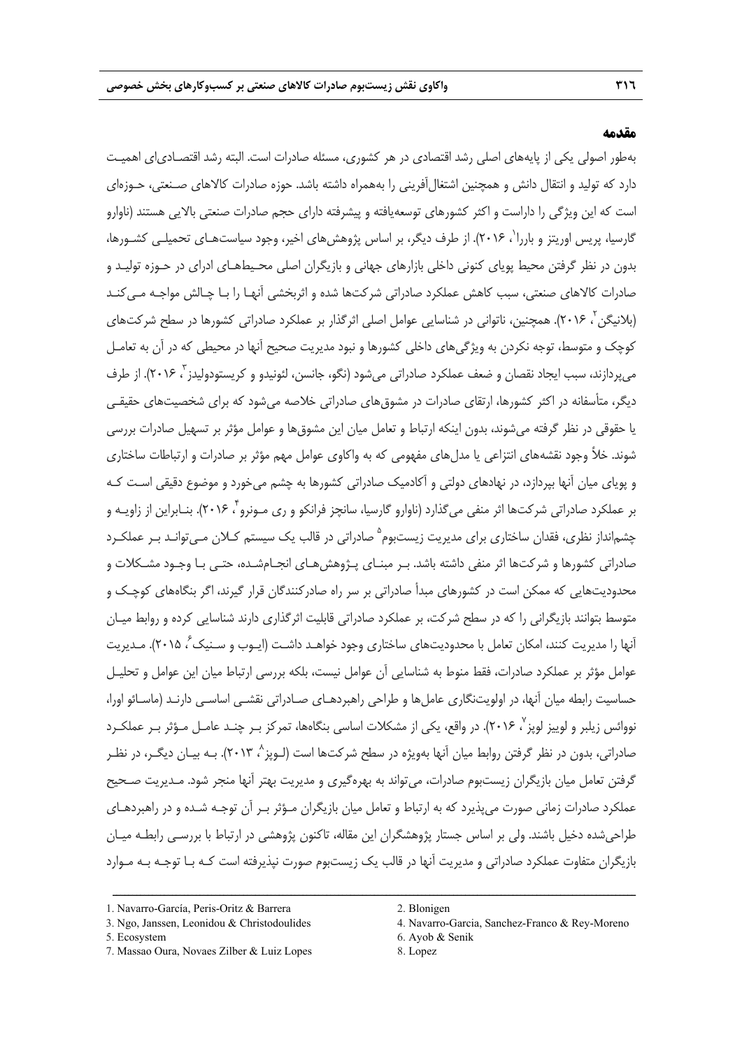## مقدمه

به‌طور اصولی یکی از پایه‌های اصلی رشد اقتصادی در هر کشوری، مسئله صادرات است. البته رشد اقتصادی‌ای اهمیت دارد که تولید و انتقال دانش و همچنین اشتغال‌آفرینی را به‌همراه داشته باشد. حوزه صادرات کالاهای صنعتی، حوزه‌ای است که این ویژگی را داراست و اکثر کشورهای توسعه‌یافته و پیشرفته دارای حجم صادرات صنعتی بالایی هستند (ناوارو گارسیا، پریس اوریتز و باررا[1]، ۲۰۱۶). از طرف دیگر، بر اساس پژوهش‌های اخیر، وجود سیاست‌های تحمیلی کشورها، بدون در نظر گرفتن محیط پویای کنونی داخلی بازارهای جهانی و بازیگران اصلی محیط‌های ادرای در حوزه تولید و صادرات کالاهای صنعتی، سبب کاهش عملکرد صادراتی شرکت‌ها شده و اثربخشی آنها را با چالش مواجه می‌کند (بلانیگن[2]، ۲۰۱۶). همچنین، ناتوانی در شناسایی عوامل اصلی اثرگذار بر عملکرد صادراتی کشورها در سطح شرکت‌های کوچک و متوسط، توجه نکردن به ویژگی‌های داخلی کشورها و نبود مدیریت صحیح آنها در محیطی که در آن به تعامل می‌پردازند، سبب ایجاد نقصان و ضعف عملکرد صادراتی می‌شود (نگو، جانسن، لئونیدو و کریستودولیدز[3]، ۲۰۱۶). از طرف دیگر، متأسفانه در اکثر کشورها، ارتقای صادرات در مشوق‌های صادراتی خلاصه می‌شود که برای شخصیت‌های حقیقی یا حقوقی در نظر گرفته می‌شوند، بدون اینکه ارتباط و تعامل میان این مشوق‌ها و عوامل مؤثر بر تسهیل صادرات بررسی شوند. خلأ وجود نقشه‌های انتزاعی یا مدل‌های مفهومی که به واکاوی عوامل مهم مؤثر بر صادرات و ارتباطات ساختاری و پویای میان آنها بپردازد، در نهادهای دولتی و آکادمیک صادراتی کشورها به چشم می‌خورد و موضوع دقیقی است که بر عملکرد صادراتی شرکت‌ها اثر منفی می‌گذارد (ناوارو گارسیا، سانچز فرانکو و ری مونرو[4]، ۲۰۱۶). بنابراین از زاویه و چشم‌انداز نظری، فقدان ساختاری برای مدیریت زیست‌بوم[5] صادراتی در قالب یک سیستم کلان می‌تواند بر عملکرد صادراتی کشورها و شرکت‌ها اثر منفی داشته باشد. بر مبنای پژوهش‌های انجام‌شده، حتی با وجود مشکلات و محدودیت‌هایی که ممکن است در کشورهای مبدأ صادراتی بر سر راه صادرکنندگان قرار گیرند، اگر بنگاه‌های کوچک و متوسط بتوانند بازیگرانی را که در سطح شرکت، بر عملکرد صادراتی قابلیت اثرگذاری دارند شناسایی کرده و روابط میان آنها را مدیریت کنند، امکان تعامل با محدودیت‌های ساختاری وجود خواهد داشت (ایوب و سنیک[6]، ۲۰۱۵). مدیریت عوامل مؤثر بر عملکرد صادرات، فقط منوط به شناسایی آن عوامل نیست، بلکه بررسی ارتباط میان این عوامل و تحلیل حساسیت رابطه میان آنها، در اولویت‌نگاری عامل‌ها و طراحی راهبردهای صادراتی نقشی اساسی دارند (ماسائو اورا، نووائس زیلبر و لوییز لوپز[7]، ۲۰۱۶). در واقع، یکی از مشکلات اساسی بنگاه‌ها، تمرکز بر چند عامل مؤثر بر عملکرد صادراتی، بدون در نظر گرفتن روابط میان آنها به‌ویژه در سطح شرکت‌ها است (لوپز[8]، ۲۰۱۳). به بیان دیگر، در نظر گرفتن تعامل میان بازیگران زیست‌بوم صادرات، می‌تواند به بهره‌گیری و مدیریت بهتر آنها منجر شود. مدیریت صحیح عملکرد صادرات زمانی صورت می‌پذیرد که به ارتباط و تعامل میان بازیگران مؤثر بر آن توجه شده و در راهبردهای طراحی‌شده دخیل باشند. ولی بر اساس جستار پژوهشگران این مقاله، تاکنون پژوهشی در ارتباط با بررسی رابطه میان بازیگران متفاوت عملکرد صادراتی و مدیریت آنها در قالب یک زیست‌بوم صورت نپذیرفته است که با توجه به موارد

---

1. Navarro-García, Peris-Oritz & Barrera
2. Blonigen
3. Ngo, Janssen, Leonidou & Christodoulides
4. Navarro-Garcia, Sanchez-Franco & Rey-Moreno
5. Ecosystem
6. Ayob & Senik
7. Massao Oura, Novaes Zilber & Luiz Lopes
8. Lopez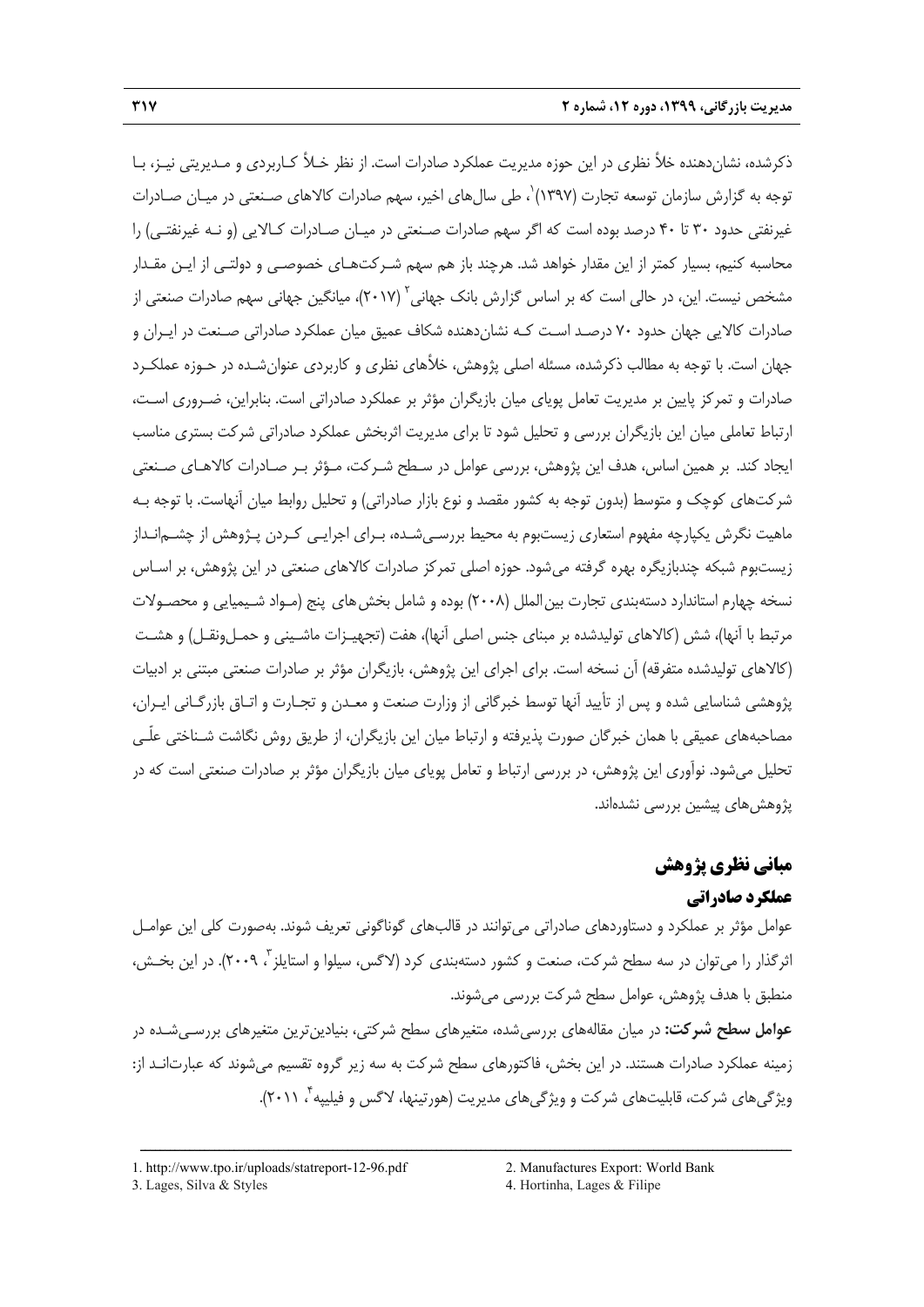ذکرشده، نشان‌دهنده خلأ نظری در این حوزه مدیریت عملکرد صادرات است. از نظر خلأ کاربردی و مدیریتی نیز، با توجه به گزارش سازمان توسعه تجارت (۱۳۹۷)[1]، طی سال‌های اخیر، سهم صادرات کالاهای صنعتی در میان صادرات غیرنفتی حدود ۳۰ تا ۴۰ درصد بوده است که اگر سهم صادرات صنعتی در میان صادرات کالایی (و نه غیرنفتی) را محاسبه کنیم، بسیار کمتر از این مقدار خواهد شد. هرچند باز هم سهم شرکت‌های خصوصی و دولتی از این مقدار مشخص نیست. این، در حالی است که بر اساس گزارش بانک جهانی[2] (۲۰۱۷)، میانگین جهانی سهم صادرات صنعتی از صادرات کالایی جهان حدود ۷۰ درصد است که نشان‌دهنده شکاف عمیق میان عملکرد صادراتی صنعت در ایران و جهان است. با توجه به مطالب ذکرشده، مسئله اصلی پژوهش، خلأهای نظری و کاربردی عنوان‌شده در حوزه عملکرد صادرات و تمرکز پایین بر مدیریت تعامل پویای میان بازیگران مؤثر بر عملکرد صادراتی است. بنابراین، ضروری است، ارتباط تعاملی میان این بازیگران بررسی و تحلیل شود تا برای مدیریت اثربخش عملکرد صادراتی شرکت بستری مناسب ایجاد کند. بر همین اساس، هدف این پژوهش، بررسی عوامل در سطح شرکت، مؤثر بر صادرات کالاهای صنعتی شرکت‌های کوچک و متوسط (بدون توجه به کشور مقصد و نوع بازار صادراتی) و تحلیل روابط میان آنهاست. با توجه به ماهیت نگرش یکپارچه مفهوم استعاری زیست‌بوم به محیط بررسی‌شده، برای اجرایی کردن پژوهش از چشم‌انداز زیست‌بوم شبکه چندبازیگره بهره گرفته می‌شود. حوزه اصلی تمرکز صادرات کالاهای صنعتی در این پژوهش، بر اساس نسخه چهارم استاندارد دسته‌بندی تجارت بین‌الملل (۲۰۰۸) بوده و شامل بخش‌های پنج (مواد شیمیایی و محصولات مرتبط با آنها)، شش (کالاهای تولیدشده بر مبنای جنس اصلی آنها)، هفت (تجهیزات ماشینی و حمل‌ونقل) و هشت (کالاهای تولیدشده متفرقه) آن نسخه است. برای اجرای این پژوهش، بازیگران مؤثر بر صادرات صنعتی مبتنی بر ادبیات پژوهشی شناسایی شده و پس از تأیید آنها توسط خبرگانی از وزارت صنعت و معدن و تجارت و اتاق بازرگانی ایران، مصاحبه‌های عمیقی با همان خبرگان صورت پذیرفته و ارتباط میان این بازیگران، از طریق روش نگاشت شناختی علّی تحلیل می‌شود. نوآوری این پژوهش، در بررسی ارتباط و تعامل پویای میان بازیگران مؤثر بر صادرات صنعتی است که در پژوهش‌های پیشین بررسی نشده‌اند.

## مبانی نظری پژوهش

### عملکرد صادراتی

عوامل مؤثر بر عملکرد و دستاوردهای صادراتی می‌توانند در قالب‌های گوناگونی تعریف شوند. به‌صورت کلی این عوامل اثرگذار را می‌توان در سه سطح شرکت، صنعت و کشور دسته‌بندی کرد (لاگس، سیلوا و استایلز[3]، ۲۰۰۹). در این بخش، منطبق با هدف پژوهش، عوامل سطح شرکت بررسی می‌شوند.

**عوامل سطح شرکت:** در میان مقاله‌های بررسی‌شده، متغیرهای سطح شرکتی، بنیادین‌ترین متغیرهای بررسی‌شده در زمینه عملکرد صادرات هستند. در این بخش، فاکتورهای سطح شرکت به سه زیر گروه تقسیم می‌شوند که عبارت‌اند از: ویژگی‌های شرکت، قابلیت‌های شرکت و ویژگی‌های مدیریت (هورتینها، لاگس و فیلیپه[4]، ۲۰۱۱).

---

1. http://www.tpo.ir/uploads/statreport-12-96.pdf
2. Manufactures Export: World Bank
3. Lages, Silva & Styles
4. Hortinha, Lages & Filipe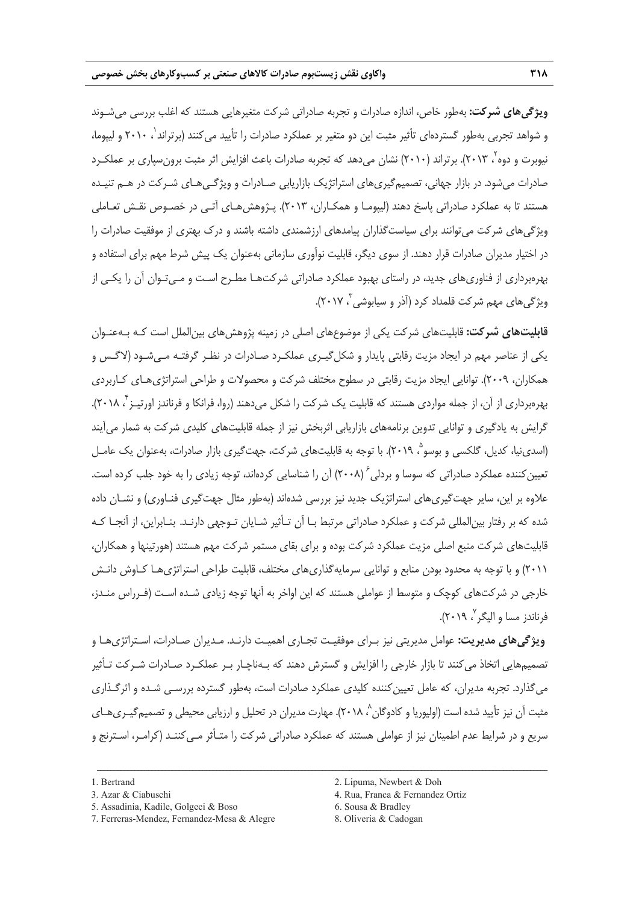**ویژگی‌های شرکت:** به‌طور خاص، اندازه صادرات و تجربه صادراتی شرکت متغیرهایی هستند که اغلب بررسی می‌شوند و شواهد تجربی به‌طور گسترده‌ای تأثیر مثبت این دو متغیر بر عملکرد صادرات را تأیید می‌کنند (برتراند[1]، ۲۰۱۰ و لیپوما، نیوبرت و دوه[2]، ۲۰۱۳). برتراند (۲۰۱۰) نشان می‌دهد که تجربه صادرات باعث افزایش اثر مثبت برون‌سپاری بر عملکرد صادرات می‌شود. در بازار جهانی، تصمیم‌گیری‌های استراتژیک بازاریابی صادرات و ویژگی‌های شرکت در هم تنیده هستند تا به عملکرد صادراتی پاسخ دهند (لیپوما و همکاران، ۲۰۱۳). پژوهش‌های آتی در خصوص نقش تعاملی ویژگی‌های شرکت می‌توانند برای سیاست‌گذاران پیامدهای ارزشمندی داشته باشند و درک بهتری از موفقیت صادرات را در اختیار مدیران صادرات قرار دهند. از سوی دیگر، قابلیت نوآوری سازمانی به‌عنوان یک پیش شرط مهم برای استفاده و بهره‌برداری از فناوری‌های جدید، در راستای بهبود عملکرد صادراتی شرکت‌ها مطرح است و می‌توان آن را یکی از ویژگی‌های مهم شرکت قلمداد کرد (آذر و سیابوشی[3]، ۲۰۱۷).

**قابلیت‌های شرکت:** قابلیت‌های شرکت یکی از موضوع‌های اصلی در زمینه پژوهش‌های بین‌الملل است که به‌عنوان یکی از عناصر مهم در ایجاد مزیت رقابتی پایدار و شکل‌گیری عملکرد صادرات در نظر گرفته می‌شود (لاگس و همکاران، ۲۰۰۹). توانایی ایجاد مزیت رقابتی در سطوح مختلف شرکت و محصولات و طراحی استراتژی‌های کاربردی بهره‌برداری از آن، از جمله مواردی هستند که قابلیت یک شرکت را شکل می‌دهند (روا، فرانکا و فرناندز اورتیز[4]، ۲۰۱۸). گرایش به یادگیری و توانایی تدوین برنامه‌های بازاریابی اثربخش نیز از جمله قابلیت‌های کلیدی شرکت به شمار می‌آیند (اسدی‌نیا، کدیل، گلکسی و بوسو[5]، ۲۰۱۹). با توجه به قابلیت‌های شرکت، جهت‌گیری بازار صادرات، به‌عنوان یک عامل تعیین‌کننده عملکرد صادراتی که سوسا و بردلی[6] (۲۰۰۸) آن را شناسایی کرده‌اند، توجه زیادی را به خود جلب کرده است. علاوه بر این، سایر جهت‌گیری‌های استراتژیک جدید نیز بررسی شده‌اند (به‌طور مثال جهت‌گیری فناوری) و نشان داده شده که بر رفتار بین‌المللی شرکت و عملکرد صادراتی مرتبط با آن تأثیر شایان توجهی دارند. بنابراین، از آنجا که قابلیت‌های شرکت منبع اصلی مزیت عملکرد شرکت بوده و برای بقای مستمر شرکت مهم هستند (هورتینها و همکاران، ۲۰۱۱) و با توجه به محدود بودن منابع و توانایی سرمایه‌گذاری‌های مختلف، قابلیت طراحی استراتژی‌ها کاوش دانش خارجی در شرکت‌های کوچک و متوسط از عواملی هستند که این اواخر به آنها توجه زیادی شده است (فرراس مندز، فرناندز مسا و الیگر[7]، ۲۰۱۹).

**ویژگی‌های مدیریت:** عوامل مدیریتی نیز برای موفقیت تجاری اهمیت دارند. مدیران صادرات، استراتژی‌ها و تصمیم‌هایی اتخاذ می‌کنند تا بازار خارجی را افزایش و گسترش دهند که به‌ناچار بر عملکرد صادرات شرکت تأثیر می‌گذارد. تجربه مدیران، که عامل تعیین‌کننده کلیدی عملکرد صادرات است، به‌طور گسترده بررسی شده و اثرگذاری مثبت آن نیز تأیید شده است (اولیوریا و کادوگان[8]، ۲۰۱۸). مهارت مدیران در تحلیل و ارزیابی محیطی و تصمیم‌گیری‌های سریع و در شرایط عدم اطمینان نیز از عواملی هستند که عملکرد صادراتی شرکت را متأثر می‌کنند (کرامر، استرنج و

---

1. Bertrand
2. Lipuma, Newbert & Doh
3. Azar & Ciabuschi
4. Rua, Franca & Fernandez Ortiz
5. Assadinia, Kadile, Golgeci & Boso
6. Sousa & Bradley
7. Ferreras-Mendez, Fernandez-Mesa & Alegre
8. Oliveria & Cadogan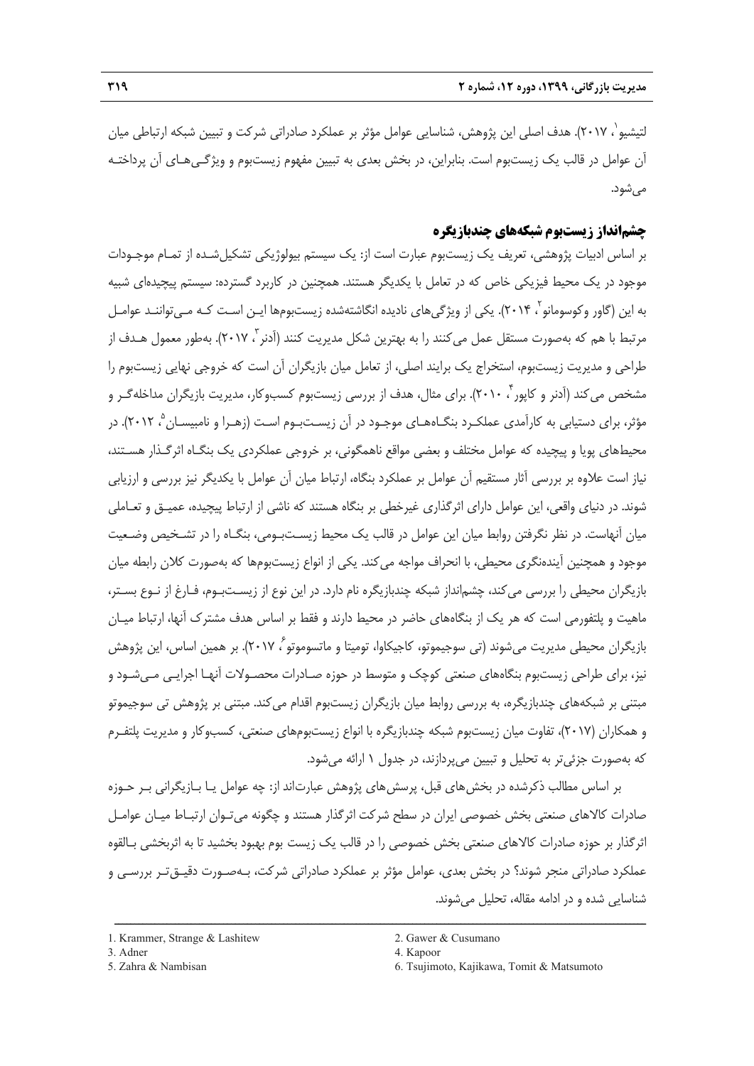لتیشیو[1]، ۲۰۱۷). هدف اصلی این پژوهش، شناسایی عوامل مؤثر بر عملکرد صادراتی شرکت و تبیین شبکه ارتباطی میان آن عوامل در قالب یک زیست‌بوم است. بنابراین، در بخش بعدی به تبیین مفهوم زیست‌بوم و ویژگی‌های آن پرداخته می‌شود.

## چشم‌انداز زیست‌بوم شبکه‌های چندبازیگره

بر اساس ادبیات پژوهشی، تعریف یک زیست‌بوم عبارت است از: یک سیستم بیولوژیکی تشکیل‌شده از تمام موجودات موجود در یک محیط فیزیکی خاص که در تعامل با یکدیگر هستند. همچنین در کاربرد گسترده: سیستم پیچیده‌ای شبیه به این (گاور وکوسومانو[2]، ۲۰۱۴). یکی از ویژگی‌های نادیده انگاشته‌شده زیست‌بوم‌ها این است که می‌توانند عوامل مرتبط با هم که به‌صورت مستقل عمل می‌کنند را به بهترین شکل مدیریت کنند (آدنر[3]، ۲۰۱۷). به‌طور معمول هدف از طراحی و مدیریت زیست‌بوم، استخراج یک برایند اصلی، از تعامل میان بازیگران آن است که خروجی نهایی زیست‌بوم را مشخص می‌کند (آدنر و کاپور[4]، ۲۰۱۰). برای مثال، هدف از بررسی زیست‌بوم کسب‌وکار، مدیریت بازیگران مداخله‌گر و مؤثر، برای دستیابی به کارآمدی عملکرد بنگاه‌های موجود در آن زیست‌بوم است (زهرا و نامبیسان[5]، ۲۰۱۲). در محیط‌های پویا و پیچیده که عوامل مختلف و بعضی مواقع ناهمگونی، بر خروجی عملکردی یک بنگاه اثرگذار هستند، نیاز است علاوه بر بررسی آثار مستقیم آن عوامل بر عملکرد بنگاه، ارتباط میان آن عوامل با یکدیگر نیز بررسی و ارزیابی شوند. در دنیای واقعی، این عوامل دارای اثرگذاری غیرخطی بر بنگاه هستند که ناشی از ارتباط پیچیده، عمیق و تعاملی میان آنهاست. در نظر نگرفتن روابط میان این عوامل در قالب یک محیط زیست‌بومی، بنگاه را در تشخیص وضعیت موجود و همچنین آینده‌نگری محیطی، با انحراف مواجه می‌کند. یکی از انواع زیست‌بوم‌ها که به‌صورت کلان رابطه میان بازیگران محیطی را بررسی می‌کند، چشم‌انداز شبکه چندبازیگره نام دارد. در این نوع از زیست‌بوم، فارغ از نوع بستر، ماهیت و پلتفرمی است که هر یک از بنگاه‌های حاضر در محیط دارند و فقط بر اساس هدف مشترک آنها، ارتباط میان بازیگران محیطی مدیریت می‌شوند (تی سوجیموتو، کاجیکاوا، تومیتا و ماتسوموتو[6]، ۲۰۱۷). بر همین اساس، این پژوهش نیز، برای طراحی زیست‌بوم بنگاه‌های صنعتی کوچک و متوسط در حوزه صادرات محصولات آنها اجرایی می‌شود و مبتنی بر شبکه‌های چندبازیگره، به بررسی روابط میان بازیگران زیست‌بوم اقدام می‌کند. مبتنی بر پژوهش تی سوجیموتو و همکاران (۲۰۱۷)، تفاوت میان زیست‌بوم شبکه چندبازیگره با انواع زیست‌بوم‌های صنعتی، کسب‌وکار و مدیریت پلتفرم که به‌صورت جزئی‌تر به تحلیل و تبیین می‌پردازند، در جدول ۱ ارائه می‌شود.

بر اساس مطالب ذکرشده در بخش‌های قبل، پرسش‌های پژوهش عبارت‌اند از: چه عوامل یا بازیگرانی بر حوزه صادرات کالاهای صنعتی بخش خصوصی ایران در سطح شرکت اثرگذار هستند و چگونه می‌توان ارتباط میان عوامل اثرگذار بر حوزه صادرات کالاهای صنعتی بخش خصوصی را در قالب یک زیست بوم بهبود بخشید تا به اثربخشی بالقوه عملکرد صادراتی منجر شوند؟ در بخش بعدی، عوامل مؤثر بر عملکرد صادراتی شرکت، به‌صورت دقیق‌تر بررسی و شناسایی شده و در ادامه مقاله، تحلیل می‌شوند.

---

1. Krammer, Strange & Lashitew
2. Gawer & Cusumano
3. Adner
4. Kapoor
5. Zahra & Nambisan
6. Tsujimoto, Kajikawa, Tomit & Matsumoto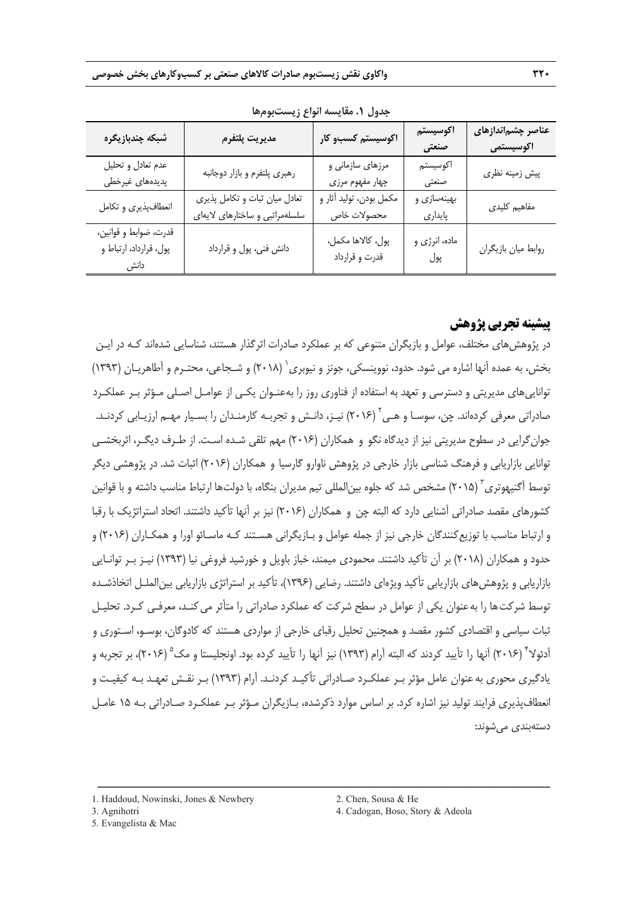جدول ۱. مقایسه انواع زیست‌بوم‌ها

| عناصر چشم‌اندازهای اکوسیستمی | اکوسیستم صنعتی | اکوسیستم کسب‌و کار | مدیریت پلتفرم | شبکه چندبازیگره |
| --- | --- | --- | --- | --- |
| پیش زمینه نظری | اکوسیستم صنعتی | مرزهای سازمانی و چهار مفهوم مرزی | رهبری پلتفرم و بازار دوجانبه | عدم تعادل و تحلیل پدیده‌های غیرخطی |
| مفاهیم کلیدی | بهینه‌سازی و پایداری | مکمل بودن، تولید آثار و محصولات خاص | تعادل میان ثبات و تکامل پذیری سلسله‌مراتبی و ساختارهای لایه‌ای | انعطاف‌پذیری و تکامل |
| روابط میان بازیگران | ماده، انرژی و پول | پول، کالاها مکمل، قدرت و قرارداد | دانش فنی، پول و قرارداد | قدرت، ضوابط و قوانین، پول، قرارداد، ارتباط و دانش |

## پیشینه تجربی پژوهش

در پژوهش‌های مختلف، عوامل و بازیگران متنوعی که بر عملکرد صادرات اثرگذار هستند، شناسایی شده‌اند کـه در ایـن بخش، به عمده آنها اشاره می شود. حدود، نووینسکی، جونز و نیوبری[1] (۲۰۱۸) و شـجاعی، محتـرم و آطاهریـان (۱۳۹۳) توانایی‌های مدیریتی و دسترسی و تعهد به استفاده از فناوری روز را به‌عنـوان یکـی از عوامـل اصـلی مـؤثر بـر عملکـرد صادراتی معرفی کرده‌اند. چن، سوسـا و هـی[2] (۲۰۱۶) نیـز، دانـش و تجربـه کارمنـدان را بسـیار مهـم ارزیـابی کردنـد. جوان‌گرایی در سطوح مدیریتی نیز از دیدگاه نگو و همکاران (۲۰۱۶) مهم تلقی شـده اسـت. از طـرف دیگـر، اثربخشـی توانایی بازاریابی و فرهنگ شناسی بازار خارجی در پژوهش ناوارو گارسیا و همکاران (۲۰۱۶) اثبات شد. در پژوهشی دیگر توسط آگنیهوتری[3] (۲۰۱۵) مشخص شد که جلوه بین‌المللی تیم مدیران بنگاه، با دولت‌ها ارتباط مناسب داشته و با قوانین کشورهای مقصد صادراتی آشنایی دارد که البته چن و همکاران (۲۰۱۶) نیز بر آنها تأکید داشتند. اتحاد استراتژیک با رقبا و ارتباط مناسب با توزیع‌کنندگان خارجی نیز از جمله عوامل و بـازیگرانی هسـتند کـه ماسـائو اورا و همکـاران (۲۰۱۶) و حدود و همکاران (۲۰۱۸) بر آن تأکید داشتند. محمودی میمند، خباز باویل و خورشید فروغی نیا (۱۳۹۳) نیـز بـر توانـایی بازاریابی و پژوهش‌های بازاریابی تأکید ویژه‌ای داشتند. رضایی (۱۳۹۶)، تأکید بر استراتژی بازاریابی بین‌الملـل اتخاذشـده توسط شرکت‌ها را به‌عنوان یکی از عوامل در سطح شرکت که عملکرد صادراتی را متأثر می‌کنـد، معرفـی کـرد. تحلیـل ثبات سیاسی و اقتصادی کشور مقصد و همچنین تحلیل رقبای خارجی از مواردی هستند که کادوگان، بوسـو، اسـتوری و آدئولا[4] (۲۰۱۶) آنها را تأیید کردند که البته آرام (۱۳۹۳) نیز آنها را تأیید کرده بود. اونجلیستا و مک[5] (۲۰۱۶)، بر تجربه و یادگیری محوری به‌عنوان عامل مؤثر بـر عملکـرد صـادراتی تأکیـد کردنـد. آرام (۱۳۹۳) بـر نقـش تعهـد بـه کیفیـت و انعطاف‌پذیری فرایند تولید نیز اشاره کرد. بر اساس موارد ذکرشده، بـازیگران مـؤثر بـر عملکـرد صـادراتی بـه ۱۵ عامـل دسته‌بندی می‌شوند:

---

1. Haddoud, Nowinski, Jones & Newbery
2. Chen, Sousa & He
3. Agnihotri
4. Cadogan, Boso, Story & Adeola
5. Evangelista & Mac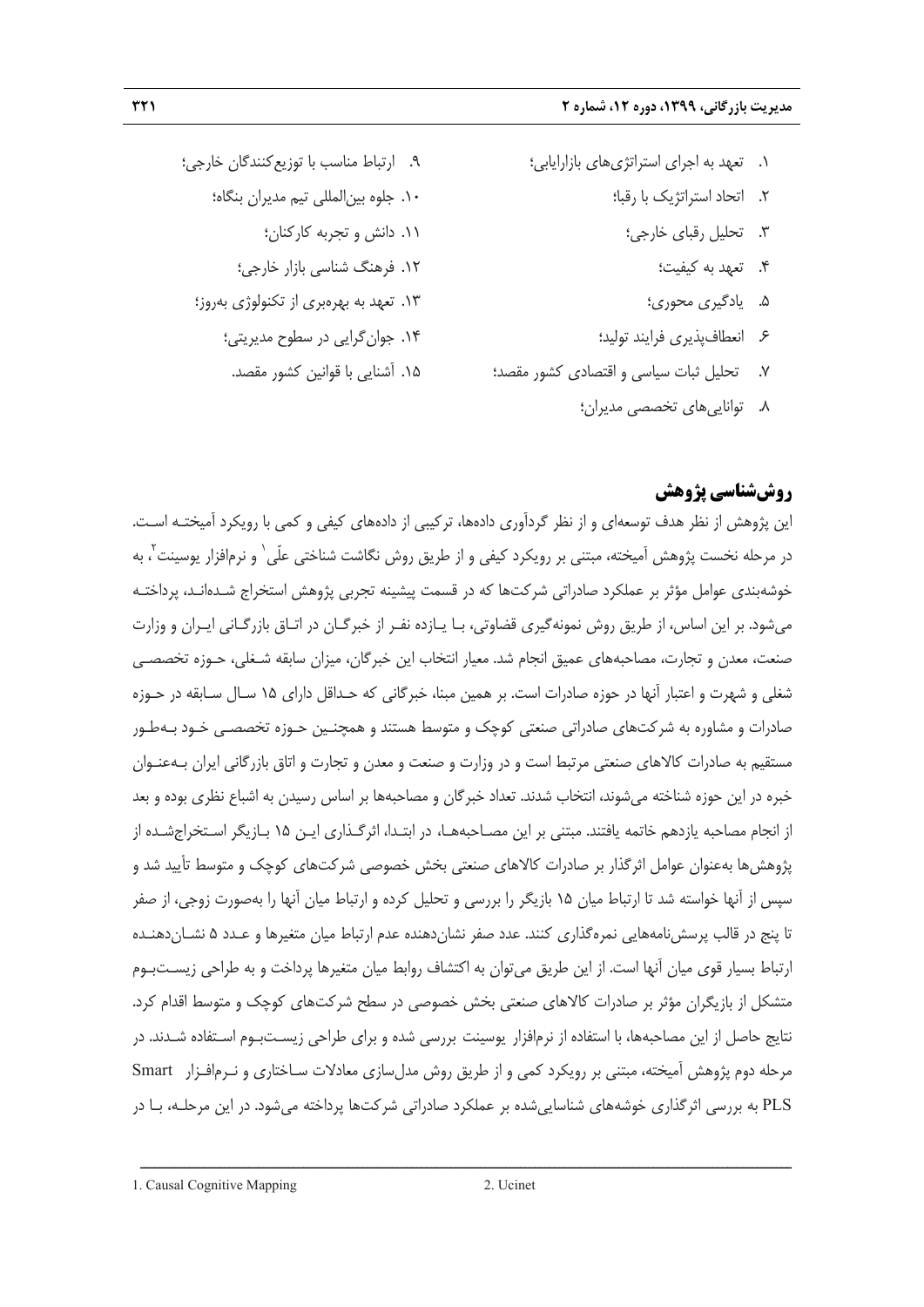۱. تعهد به اجرای استراتژی‌های بازاریابی؛
۲. اتحاد استراتژیک با رقبا؛
۳. تحلیل رقبای خارجی؛
۴. تعهد به کیفیت؛
۵. یادگیری محوری؛
۶. انعطاف‌پذیری فرایند تولید؛
۷. تحلیل ثبات سیاسی و اقتصادی کشور مقصد؛
۸. توانایی‌های تخصصی مدیران؛
۹. ارتباط مناسب با توزیع‌کنندگان خارجی؛
۱۰. جلوه بین‌المللی تیم مدیران بنگاه؛
۱۱. دانش و تجربه کارکنان؛
۱۲. فرهنگ شناسی بازار خارجی؛
۱۳. تعهد به بهره‌بری از تکنولوژی به‌روز؛
۱۴. جوان‌گرایی در سطوح مدیریتی؛
۱۵. آشنایی با قوانین کشور مقصد.

## روش‌شناسی پژوهش

این پژوهش از نظر هدف توسعه‌ای و از نظر گردآوری داده‌ها، ترکیبی از داده‌های کیفی و کمی با رویکرد آمیخته است. در مرحله نخست پژوهش آمیخته، مبتنی بر رویکرد کیفی و از طریق روش نگاشت شناختی علّی[1] و نرم‌افزار یوسینت[2]، به خوشه‌بندی عوامل مؤثر بر عملکرد صادراتی شرکت‌ها که در قسمت پیشینه تجربی پژوهش استخراج شده‌اند، پرداخته می‌شود. بر این اساس، از طریق روش نمونه‌گیری قضاوتی، با یازده نفر از خبرگان در اتاق بازرگانی ایران و وزارت صنعت، معدن و تجارت، مصاحبه‌های عمیق انجام شد. معیار انتخاب این خبرگان، میزان سابقه شغلی، حوزه تخصصی شغلی و شهرت و اعتبار آنها در حوزه صادرات است. بر همین مبنا، خبرگانی که حداقل دارای ۱۵ سال سابقه در حوزه صادرات و مشاوره به شرکت‌های صادراتی صنعتی کوچک و متوسط هستند و همچنین حوزه تخصصی خود به‌طور مستقیم به صادرات کالاهای صنعتی مرتبط است و در وزارت صنعت و معدن و تجارت و اتاق بازرگانی ایران به‌عنوان خبره در این حوزه شناخته می‌شوند، انتخاب شدند. تعداد خبرگان و مصاحبه‌ها بر اساس رسیدن به اشباع نظری بوده و بعد از انجام مصاحبه یازدهم خاتمه یافتند. مبتنی بر این مصاحبه‌ها، در ابتدا، اثرگذاری این ۱۵ بازیگر استخراج‌شده از پژوهش‌ها به‌عنوان عوامل اثرگذار بر صادرات کالاهای صنعتی بخش خصوصی شرکت‌های کوچک و متوسط تأیید شد و سپس از آنها خواسته شد تا ارتباط میان ۱۵ بازیگر را بررسی و تحلیل کرده و ارتباط میان آنها را به‌صورت زوجی، از صفر تا پنج در قالب پرسش‌نامه‌هایی نمره‌گذاری کنند. عدد صفر نشان‌دهنده عدم ارتباط میان متغیرها و عدد ۵ نشان‌دهنده ارتباط بسیار قوی میان آنها است. از این طریق می‌توان به اکتشاف روابط میان متغیرها پرداخت و به طراحی زیست‌بوم متشکل از بازیگران مؤثر بر صادرات کالاهای صنعتی بخش خصوصی در سطح شرکت‌های کوچک و متوسط اقدام کرد. نتایج حاصل از این مصاحبه‌ها، با استفاده از نرم‌افزار یوسینت بررسی شده و برای طراحی زیست‌بوم استفاده شدند. در مرحله دوم پژوهش آمیخته، مبتنی بر رویکرد کمی و از طریق روش مدل‌سازی معادلات ساختاری و نرم‌افزار Smart PLS به بررسی اثرگذاری خوشه‌های شناسایی‌شده بر عملکرد صادراتی شرکت‌ها پرداخته می‌شود. در این مرحله، با در

---

1. Causal Cognitive Mapping
2. Ucinet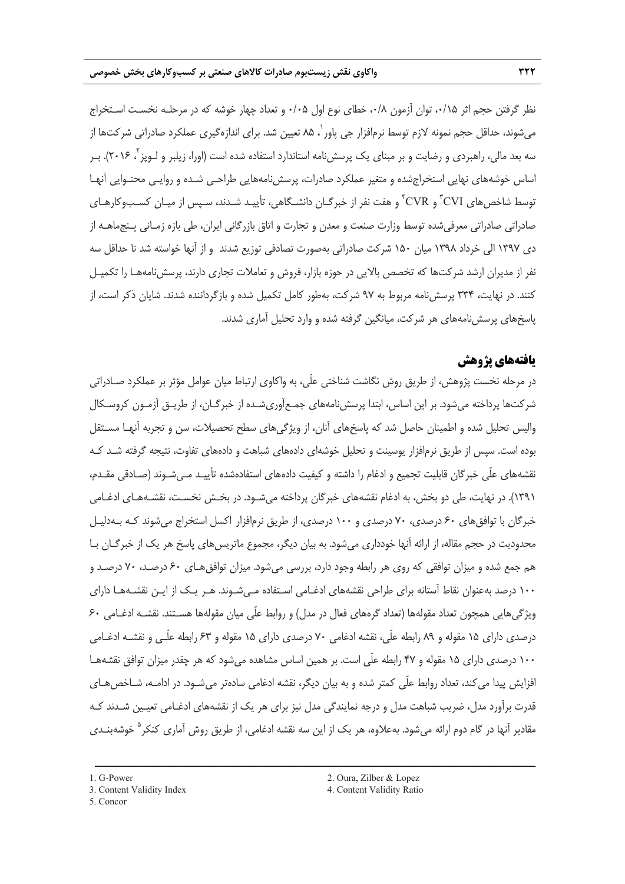نظر گرفتن حجم اثر ۰/۱۵، توان آزمون ۰/۸، خطای نوع اول ۰/۰۵ و تعداد چهار خوشه که در مرحله نخست استخراج می‌شوند، حداقل حجم نمونه لازم توسط نرم‌افزار جی پاور[1]، ۸۵ تعیین شد. برای اندازه‌گیری عملکرد صادراتی شرکت‌ها از سه بعد مالی، راهبردی و رضایت و بر مبنای یک پرسش‌نامه استاندارد استفاده شده است (اورا، زیلبر و لوپز[2]، ۲۰۱۶). بر اساس خوشه‌های نهایی استخراج‌شده و متغیر عملکرد صادرات، پرسش‌نامه‌هایی طراحی شده و روایی محتوایی آنها توسط شاخص‌های CVI[3] و CVR[4] و هفت نفر از خبرگان دانشگاهی، تأیید شدند، سپس از میان کسب‌وکارهای صادراتی صادراتی معرفی‌شده توسط وزارت صنعت و معدن و تجارت و اتاق بازرگانی ایران، طی بازه زمانی پنج‌ماهه از دی ۱۳۹۷ الی خرداد ۱۳۹۸ میان ۱۵۰ شرکت صادراتی به‌صورت تصادفی توزیع شدند و از آنها خواسته شد تا حداقل سه نفر از مدیران ارشد شرکت‌ها که تخصص بالایی در حوزه بازار، فروش و تعاملات تجاری دارند، پرسش‌نامه‌ها را تکمیل کنند. در نهایت، ۳۳۴ پرسش‌نامه مربوط به ۹۷ شرکت، به‌طور کامل تکمیل شده و بازگردانده شدند. شایان ذکر است، از پاسخ‌های پرسش‌نامه‌های هر شرکت، میانگین گرفته شده و وارد تحلیل آماری شدند.

## یافته‌های پژوهش

در مرحله نخست پژوهش، از طریق روش نگاشت شناختی علّی، به واکاوی ارتباط میان عوامل مؤثر بر عملکرد صادراتی شرکت‌ها پرداخته می‌شود. بر این اساس، ابتدا پرسش‌نامه‌های جمع‌آوری‌شده از خبرگان، از طریق آزمون کروسکال والیس تحلیل شده و اطمینان حاصل شد که پاسخ‌های آنان، از ویژگی‌های سطح تحصیلات، سن و تجربه آنها مستقل بوده است. سپس از طریق نرم‌افزار یوسینت و تحلیل خوشه‌ای داده‌های شباهت و داده‌های تفاوت، نتیجه گرفته شد که نقشه‌های علّی خبرگان قابلیت تجمیع و ادغام را داشته و کیفیت داده‌های استفاده‌شده تأیید می‌شوند (صادقی مقدم، ۱۳۹۱). در نهایت، طی دو بخش، به ادغام نقشه‌های خبرگان پرداخته می‌شود. در بخش نخست، نقشه‌های ادغامی خبرگان با توافق‌های ۶۰ درصدی، ۷۰ درصدی و ۱۰۰ درصدی، از طریق نرم‌افزار اکسل استخراج می‌شوند که به‌دلیل محدودیت در حجم مقاله، از ارائه آنها خودداری می‌شود. به بیان دیگر، مجموع ماتریس‌های پاسخ هر یک از خبرگان با هم جمع شده و میزان توافقی که روی هر رابطه وجود دارد، بررسی می‌شود. میزان توافق‌های ۶۰ درصد، ۷۰ درصد و ۱۰۰ درصد به‌عنوان نقاط آستانه برای طراحی نقشه‌های ادغامی استفاده می‌شوند. هر یک از این نقشه‌ها دارای ویژگی‌هایی همچون تعداد مقوله‌ها (تعداد گره‌های فعال در مدل) و روابط علّی میان مقوله‌ها هستند. نقشه ادغامی ۶۰ درصدی دارای ۱۵ مقوله و ۸۹ رابطه علّی، نقشه ادغامی ۷۰ درصدی دارای ۱۵ مقوله و ۶۳ رابطه علّی و نقشه ادغامی ۱۰۰ درصدی دارای ۱۵ مقوله و ۴۷ رابطه علّی است. بر همین اساس مشاهده می‌شود که هر چقدر میزان توافق نقشه‌ها افزایش پیدا می‌کند، تعداد روابط علّی کمتر شده و به بیان دیگر، نقشه ادغامی ساده‌تر می‌شود. در ادامه، شاخص‌های قدرت برآورد مدل، ضریب شباهت مدل و درجه نمایندگی مدل نیز برای هر یک از نقشه‌های ادغامی تعیین شدند که مقادیر آنها در گام دوم ارائه می‌شود. به‌علاوه، هر یک از این سه نقشه ادغامی، از طریق روش آماری کنکر[5] خوشه‌بندی

---

1. G-Power
2. Oura, Zilber & Lopez
3. Content Validity Index
4. Content Validity Ratio
5. Concor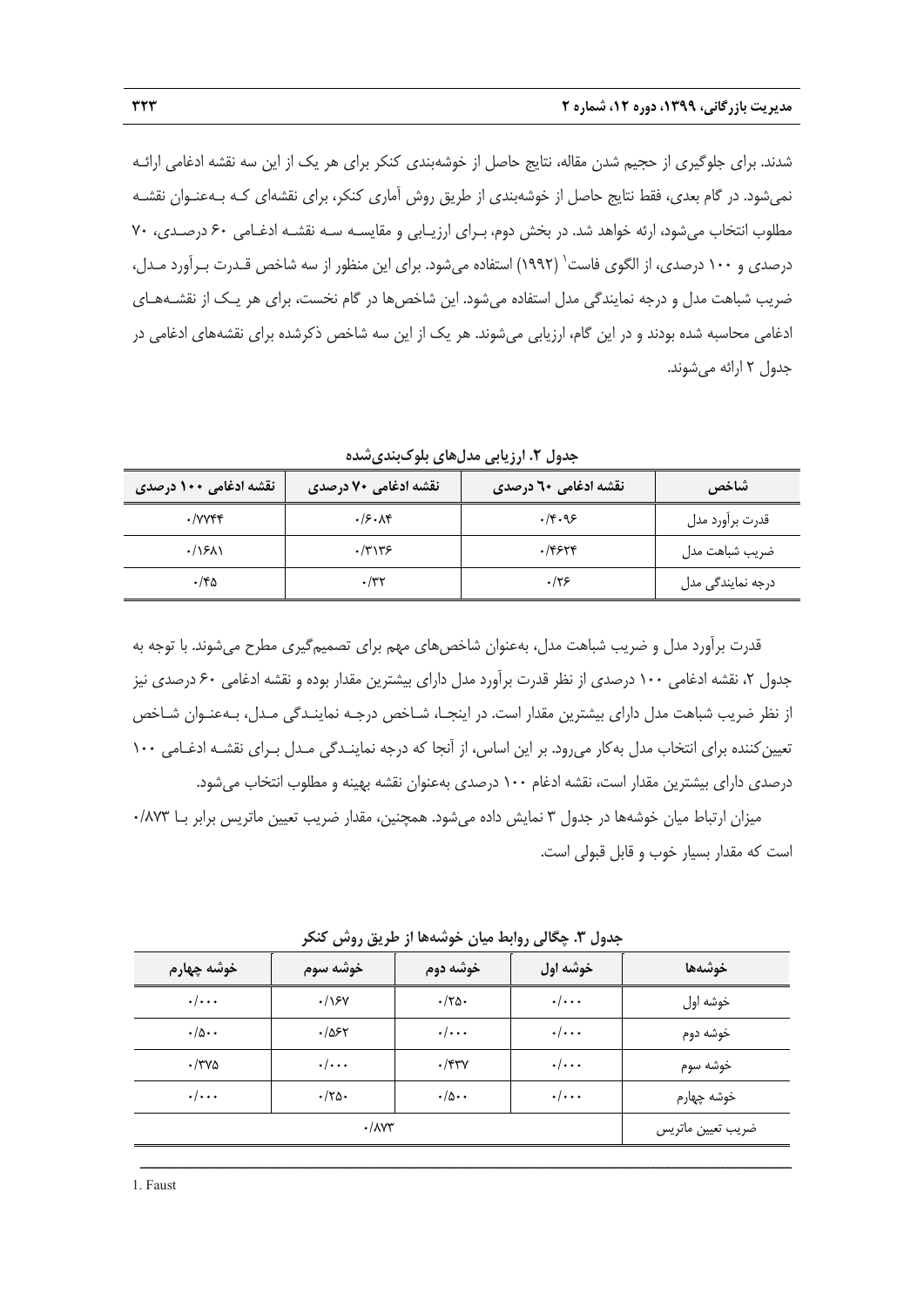شدند. برای جلوگیری از حجیم شدن مقاله، نتایج حاصل از خوشه‌بندی کنکر برای هر یک از این سه نقشه ادغامی ارائـه نمی‌شود. در گام بعدی، فقط نتایج حاصل از خوشه‌بندی از طریق روش آماری کنکر، برای نقشه‌ای کـه بـه‌عنـوان نقشـه مطلوب انتخاب می‌شود، ارئه خواهد شد. در بخش دوم، بـرای ارزیـابی و مقایسـه سـه نقشـه ادغـامی ۶۰ درصـدی، ۷۰ درصدی و ۱۰۰ درصدی، از الگوی فاست[1] (۱۹۹۲) استفاده می‌شود. برای این منظور از سه شاخص قـدرت بـرآورد مـدل، ضریب شباهت مدل و درجه نمایندگی مدل استفاده می‌شود. این شاخص‌ها در گام نخست، برای هر یـک از نقشـه‌هـای ادغامی محاسبه شده بودند و در این گام، ارزیابی می‌شوند. هر یک از این سه شاخص ذکرشده برای نقشه‌های ادغامی در جدول ۲ ارائه می‌شوند.

**جدول ۲. ارزیابی مدل‌های بلوک‌بندی‌شده**

| شاخص | نقشه ادغامی ٦٠ درصدی | نقشه ادغامی ۷۰ درصدی | نقشه ادغامی ۱۰۰ درصدی |
|---|---|---|---|
| قدرت برآورد مدل | ۰/۴۰۹۶ | ۰/۶۰۸۴ | ۰/۷۷۴۴ |
| ضریب شباهت مدل | ۰/۴۶۲۴ | ۰/۳۱۳۶ | ۰/۱۶۸۱ |
| درجه نمایندگی مدل | ۰/۲۶ | ۰/۳۲ | ۰/۴۵ |

قدرت برآورد مدل و ضریب شباهت مدل، به‌عنوان شاخص‌های مهم برای تصمیم‌گیری مطرح می‌شوند. با توجه به جدول ۲، نقشه ادغامی ۱۰۰ درصدی از نظر قدرت برآورد مدل دارای بیشترین مقدار بوده و نقشه ادغامی ۶۰ درصدی نیز از نظر ضریب شباهت مدل دارای بیشترین مقدار است. در اینجـا، شـاخص درجـه نماینـدگی مـدل، بـه‌عنـوان شـاخص تعیین‌کننده برای انتخاب مدل به‌کار می‌رود. بر این اساس، از آنجا که درجه نماینـدگی مـدل بـرای نقشـه ادغـامی ۱۰۰ درصدی دارای بیشترین مقدار است، نقشه ادغام ۱۰۰ درصدی به‌عنوان نقشه بهینه و مطلوب انتخاب می‌شود.

میزان ارتباط میان خوشه‌ها در جدول ۳ نمایش داده می‌شود. همچنین، مقدار ضریب تعیین ماتریس برابر بـا ۰/۸۷۳ است که مقدار بسیار خوب و قابل قبولی است.

**جدول ۳. چگالی روابط میان خوشه‌ها از طریق روش کنکر**

| خوشه‌ها | خوشه اول | خوشه دوم | خوشه سوم | خوشه چهارم |
|---|---|---|---|---|
| خوشه اول | ۰/۰۰۰ | ۰/۲۵۰ | ۰/۱۶۷ | ۰/۰۰۰ |
| خوشه دوم | ۰/۰۰۰ | ۰/۰۰۰ | ۰/۵۶۲ | ۰/۵۰۰ |
| خوشه سوم | ۰/۰۰۰ | ۰/۴۳۷ | ۰/۰۰۰ | ۰/۳۷۵ |
| خوشه چهارم | ۰/۰۰۰ | ۰/۵۰۰ | ۰/۲۵۰ | ۰/۰۰۰ |
| ضریب تعیین ماتریس | ۰/۸۷۳ | | | |

---

1. Faust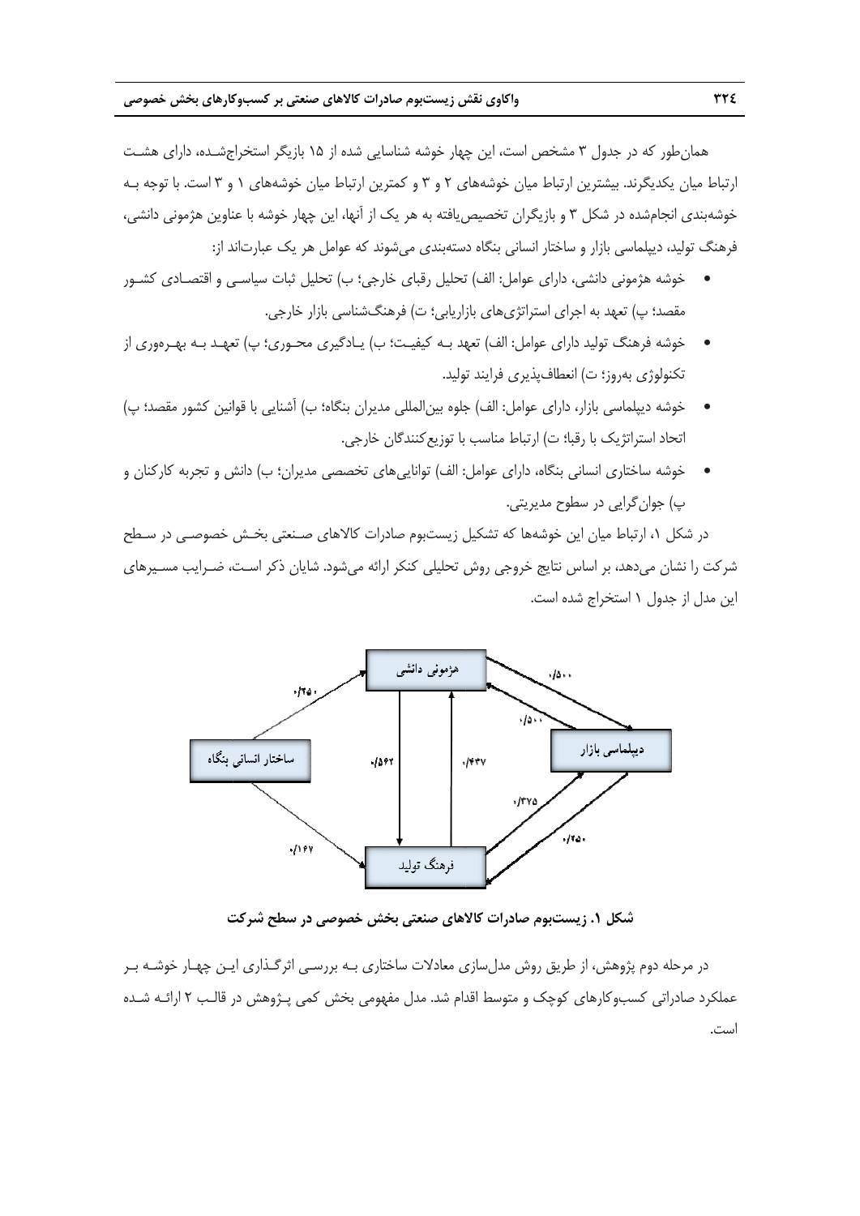همان‌طور که در جدول ۳ مشخص است، این چهار خوشه شناسایی شده از ۱۵ بازیگر استخراج‌شده، دارای هشت ارتباط میان یکدیگرند. بیشترین ارتباط میان خوشه‌های ۲ و ۳ و کمترین ارتباط میان خوشه‌های ۱ و ۳ است. با توجه به خوشه‌بندی انجام‌شده در شکل ۳ و بازیگران تخصیص‌یافته به هر یک از آنها، این چهار خوشه با عناوین هژمونی دانشی، فرهنگ تولید، دیپلماسی بازار و ساختار انسانی بنگاه دسته‌بندی می‌شوند که عوامل هر یک عبارت‌اند از:

- خوشه هژمونی دانشی، دارای عوامل: الف) تحلیل رقبای خارجی؛ ب) تحلیل ثبات سیاسی و اقتصادی کشور مقصد؛ پ) تعهد به اجرای استراتژی‌های بازاریابی؛ ت) فرهنگ‌شناسی بازار خارجی.
- خوشه فرهنگ تولید دارای عوامل: الف) تعهد به کیفیت؛ ب) یادگیری محوری؛ پ) تعهد به بهره‌وری از تکنولوژی به‌روز؛ ت) انعطاف‌پذیری فرایند تولید.
- خوشه دیپلماسی بازار، دارای عوامل: الف) جلوه بین‌المللی مدیران بنگاه؛ ب) آشنایی با قوانین کشور مقصد؛ پ) اتحاد استراتژیک با رقبا؛ ت) ارتباط مناسب با توزیع‌کنندگان خارجی.
- خوشه ساختاری انسانی بنگاه، دارای عوامل: الف) توانایی‌های تخصصی مدیران؛ ب) دانش و تجربه کارکنان و پ) جوان‌گرایی در سطوح مدیریتی.

در شکل ۱، ارتباط میان این خوشه‌ها که تشکیل زیست‌بوم صادرات کالاهای صنعتی بخش خصوصی در سطح شرکت را نشان می‌دهد، بر اساس نتایج خروجی روش تحلیلی کنکر ارائه می‌شود. شایان ذکر است، ضرایب مسیرهای این مدل از جدول ۱ استخراج شده است.

**شکل ۱. زیست‌بوم صادرات کالاهای صنعتی بخش خصوصی در سطح شرکت**

در مرحله دوم پژوهش، از طریق روش مدل‌سازی معادلات ساختاری به بررسی اثرگذاری این چهار خوشه بر عملکرد صادراتی کسب‌وکارهای کوچک و متوسط اقدام شد. مدل مفهومی بخش کمی پژوهش در قالب ۲ ارائه شده است.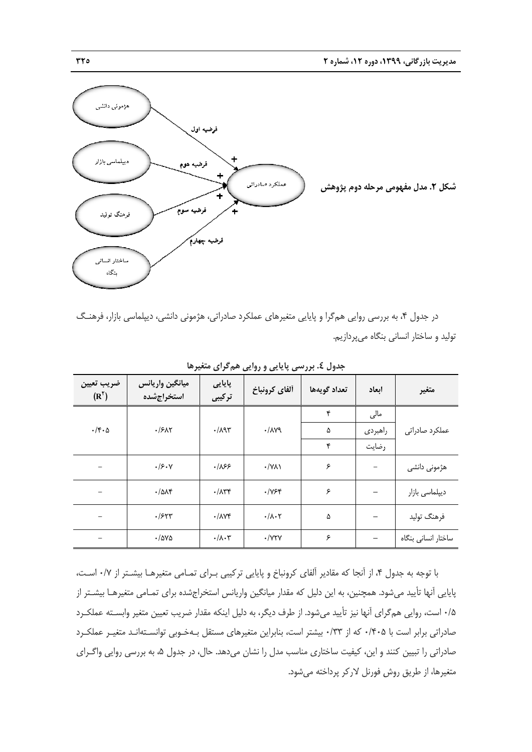**شکل ۲. مدل مفهومی مرحله دوم پژوهش**

در جدول ۴، به بررسی روایی هم‌گرا و پایایی متغیرهای عملکرد صادراتی، هژمونی دانشی، دیپلماسی بازار، فرهنگ تولید و ساختار انسانی بنگاه می‌پردازیم.

**جدول ٤. بررسی پایایی و روایی هم‌گرای متغیرها**

| متغیر | ابعاد | تعداد گویه‌ها | آلفای کرونباخ | پایایی ترکیبی | میانگین واریانس استخراج‌شده | ضریب تعیین ($R^2$) |
|---|---|---|---|---|---|---|
| عملکرد صادراتی | مالی | ۴ | ۰/۸۷۹ | ۰/۸۹۳ | ۰/۶۸۲ | ۰/۴۰۵ |
| | راهبردی | ۵ | | | | |
| | رضایت | ۴ | | | | |
| هژمونی دانشی | – | ۶ | ۰/۷۸۱ | ۰/۸۶۶ | ۰/۶۰۷ | – |
| دیپلماسی بازار | – | ۶ | ۰/۷۶۴ | ۰/۸۳۴ | ۰/۵۸۴ | – |
| فرهنگ تولید | – | ۵ | ۰/۸۰۲ | ۰/۸۷۴ | ۰/۶۲۳ | – |
| ساختار انسانی بنگاه | – | ۶ | ۰/۷۲۷ | ۰/۸۰۳ | ۰/۵۷۵ | – |

با توجه به جدول ۴، از آنجا که مقادیر آلفای کرونباخ و پایایی ترکیبی برای تمامی متغیرها بیشتر از ۰/۷ است، پایایی آنها تأیید می‌شود. همچنین، به این دلیل که مقدار میانگین واریانس استخراج‌شده برای تمامی متغیرها بیشتر از ۰/۵ است، روایی هم‌گرای آنها نیز تأیید می‌شود. از طرف دیگر، به دلیل اینکه مقدار ضریب تعیین متغیر وابسته عملکرد صادراتی برابر است با ۰/۴۰۵ که از ۰/۳۳ بیشتر است، بنابراین متغیرهای مستقل به‌خوبی توانسته‌اند متغیر عملکرد صادراتی را تبیین کنند و این، کیفیت ساختاری مناسب مدل را نشان می‌دهد. حال، در جدول ۵، به بررسی روایی واگرای متغیرها، از طریق روش فورنل لارکر پرداخته می‌شود.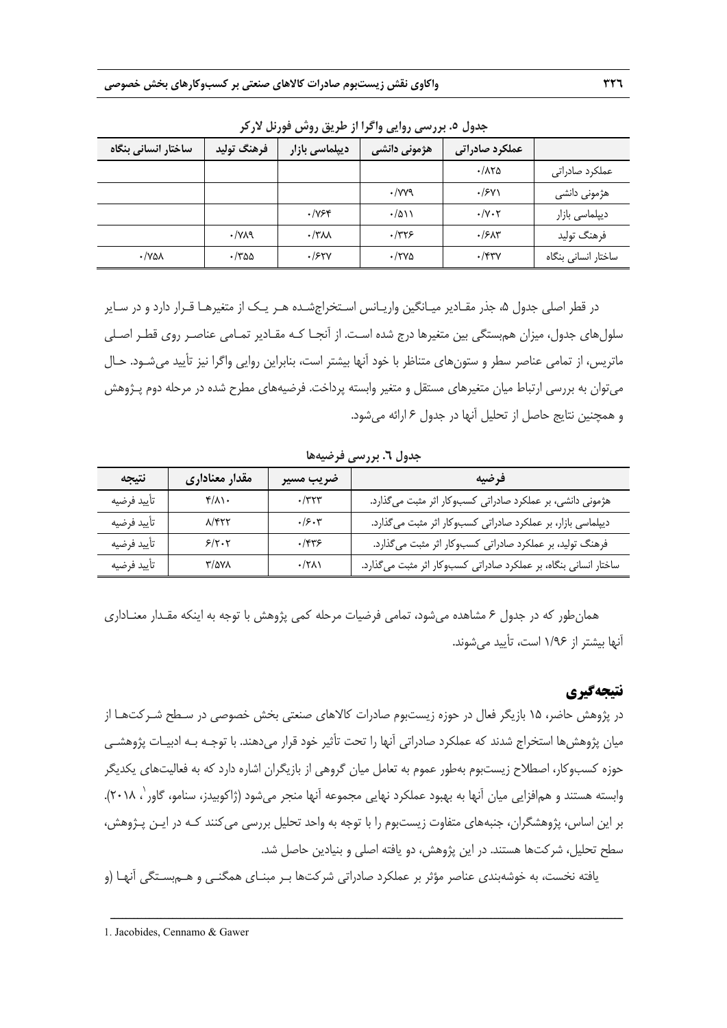جدول ۵. بررسی روایی واگرا از طریق روش فورنل لارکر

| | عملکرد صادراتی | هژمونی دانشی | دیپلماسی بازار | فرهنگ تولید | ساختار انسانی بنگاه |
|---|---|---|---|---|---|
| عملکرد صادراتی | ۰/۸۲۵ | | | | |
| هژمونی دانشی | ۰/۶۷۱ | ۰/۷۷۹ | | | |
| دیپلماسی بازار | ۰/۷۰۲ | ۰/۵۱۱ | ۰/۷۶۴ | | |
| فرهنگ تولید | ۰/۶۸۳ | ۰/۳۲۶ | ۰/۳۸۸ | ۰/۷۸۹ | |
| ساختار انسانی بنگاه | ۰/۴۳۷ | ۰/۲۷۵ | ۰/۶۲۷ | ۰/۳۵۵ | ۰/۷۵۸ |

در قطر اصلی جدول ۵، جذر مقادیر میانگین واریانس استخراج‌شده هر یک از متغیرها قرار دارد و در سایر سلول‌های جدول، میزان هم‌بستگی بین متغیرها درج شده است. از آنجا که مقادیر تمامی عناصر روی قطر اصلی ماتریس، از تمامی عناصر سطر و ستون‌های متناظر با خود آنها بیشتر است، بنابراین روایی واگرا نیز تأیید می‌شود. حال می‌توان به بررسی ارتباط میان متغیرهای مستقل و متغیر وابسته پرداخت. فرضیه‌های مطرح شده در مرحله دوم پژوهش و همچنین نتایج حاصل از تحلیل آنها در جدول ۶ ارائه می‌شود.

جدول ٦. بررسی فرضیه‌ها

| فرضیه | ضریب مسیر | مقدار معناداری | نتیجه |
|---|---|---|---|
| هژمونی دانشی، بر عملکرد صادراتی کسب‌وکار اثر مثبت می‌گذارد. | ۰/۳۲۳ | ۴/۸۱۰ | تأیید فرضیه |
| دیپلماسی بازار، بر عملکرد صادراتی کسب‌وکار اثر مثبت می‌گذارد. | ۰/۶۰۳ | ۸/۴۲۲ | تأیید فرضیه |
| فرهنگ تولید، بر عملکرد صادراتی کسب‌وکار اثر مثبت می‌گذارد. | ۰/۴۳۶ | ۶/۲۰۲ | تأیید فرضیه |
| ساختار انسانی بنگاه، بر عملکرد صادراتی کسب‌وکار اثر مثبت می‌گذارد. | ۰/۲۸۱ | ۳/۵۷۸ | تأیید فرضیه |

همان‌طور که در جدول ۶ مشاهده می‌شود، تمامی فرضیات مرحله کمی پژوهش با توجه به اینکه مقدار معناداری آنها بیشتر از ۱/۹۶ است، تأیید می‌شوند.

## نتیجه‌گیری

در پژوهش حاضر، ۱۵ بازیگر فعال در حوزه زیست‌بوم صادرات کالاهای صنعتی بخش خصوصی در سطح شرکت‌ها از میان پژوهش‌ها استخراج شدند که عملکرد صادراتی آنها را تحت تأثیر خود قرار می‌دهند. با توجه به ادبیات پژوهشی حوزه کسب‌وکار، اصطلاح زیست‌بوم به‌طور عموم به تعامل میان گروهی از بازیگران اشاره دارد که به فعالیت‌های یکدیگر وابسته هستند و هم‌افزایی میان آنها به بهبود عملکرد نهایی مجموعه آنها منجر می‌شود (ژاکوبیدز، سنامو، گاور[1]، ۲۰۱۸). بر این اساس، پژوهشگران، جنبه‌های متفاوت زیست‌بوم را با توجه به واحد تحلیل بررسی می‌کنند که در این پژوهش، سطح تحلیل، شرکت‌ها هستند. در این پژوهش، دو یافته اصلی و بنیادین حاصل شد.

یافته نخست، به خوشه‌بندی عناصر مؤثر بر عملکرد صادراتی شرکت‌ها بر مبنای همگنی و هم‌بستگی آنها (و

---

1. Jacobides, Cennamo & Gawer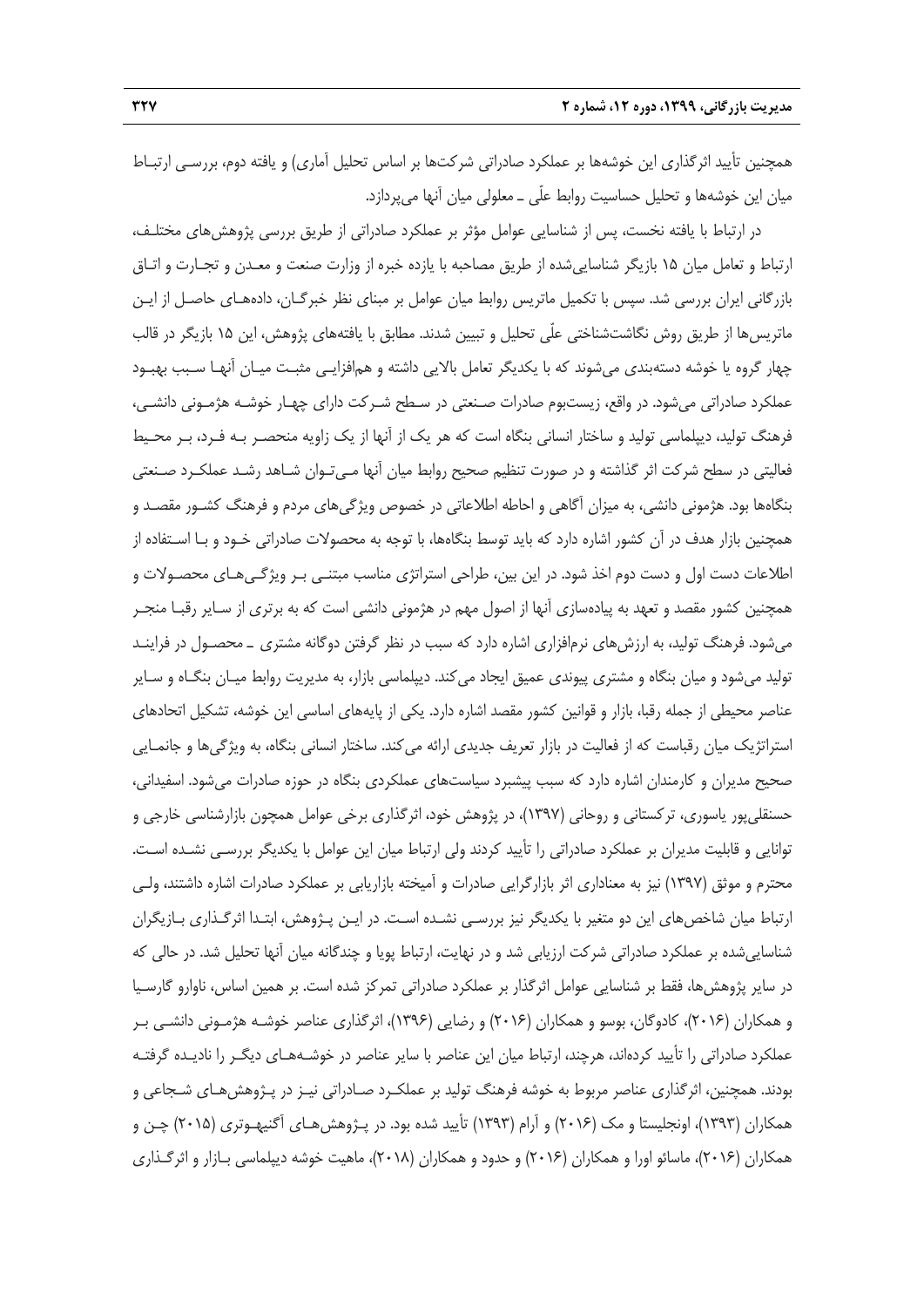همچنین تأیید اثرگذاری این خوشه‌ها بر عملکرد صادراتی شرکت‌ها بر اساس تحلیل آماری) و یافته دوم، بررسی ارتباط میان این خوشه‌ها و تحلیل حساسیت روابط علّی ـ معلولی میان آنها می‌پردازد.

در ارتباط با یافته نخست، پس از شناسایی عوامل مؤثر بر عملکرد صادراتی از طریق بررسی پژوهش‌های مختلف، ارتباط و تعامل میان ۱۵ بازیگر شناسایی‌شده از طریق مصاحبه با یازده خبره از وزارت صنعت و معدن و تجارت و اتاق بازرگانی ایران بررسی شد. سپس با تکمیل ماتریس روابط میان عوامل بر مبنای نظر خبرگان، داده‌های حاصل از این ماتریس‌ها از طریق روش نگاشت‌شناختی علّی تحلیل و تبیین شدند. مطابق با یافته‌های پژوهش، این ۱۵ بازیگر در قالب چهار گروه یا خوشه دسته‌بندی می‌شوند که با یکدیگر تعامل بالایی داشته و هم‌افزایی مثبت میان آنها سبب بهبود عملکرد صادراتی می‌شود. در واقع، زیست‌بوم صادرات صنعتی در سطح شرکت دارای چهار خوشه هژمونی دانشی، فرهنگ تولید، دیپلماسی تولید و ساختار انسانی بنگاه است که هر یک از آنها از یک زاویه منحصر به فرد، بر محیط فعالیتی در سطح شرکت اثر گذاشته و در صورت تنظیم صحیح روابط میان آنها می‌توان شاهد رشد عملکرد صنعتی بنگاه‌ها بود. هژمونی دانشی، به میزان آگاهی و احاطه اطلاعاتی در خصوص ویژگی‌های مردم و فرهنگ کشور مقصد و همچنین بازار هدف در آن کشور اشاره دارد که باید توسط بنگاه‌ها، با توجه به محصولات صادراتی خود و با استفاده از اطلاعات دست اول و دست دوم اخذ شود. در این بین، طراحی استراتژی مناسب مبتنی بر ویژگی‌های محصولات و همچنین کشور مقصد و تعهد به پیاده‌سازی آنها از اصول مهم در هژمونی دانشی است که به برتری از سایر رقبا منجر می‌شود. فرهنگ تولید، به ارزش‌های نرم‌افزاری اشاره دارد که سبب در نظر گرفتن دوگانه مشتری ـ محصول در فرایند تولید می‌شود و میان بنگاه و مشتری پیوندی عمیق ایجاد می‌کند. دیپلماسی بازار، به مدیریت روابط میان بنگاه و سایر عناصر محیطی از جمله رقبا، بازار و قوانین کشور مقصد اشاره دارد. یکی از پایه‌های اساسی این خوشه، تشکیل اتحادهای استراتژیک میان رقباست که از فعالیت در بازار تعریف جدیدی ارائه می‌کند. ساختار انسانی بنگاه، به ویژگی‌ها و جانمایی صحیح مدیران و کارمندان اشاره دارد که سبب پیشبرد سیاست‌های عملکردی بنگاه در حوزه صادرات می‌شود. اسفیدانی، حسنقلی‌پور یاسوری، ترکستانی و روحانی (۱۳۹۷)، در پژوهش خود، اثرگذاری برخی عوامل همچون بازارشناسی خارجی و توانایی و قابلیت مدیران بر عملکرد صادراتی را تأیید کردند ولی ارتباط میان این عوامل با یکدیگر بررسی نشده است. محترم و موثق (۱۳۹۷) نیز به معناداری اثر بازارگرایی صادرات و آمیخته بازاریابی بر عملکرد صادرات اشاره داشتند، ولی ارتباط میان شاخص‌های این دو متغیر با یکدیگر نیز بررسی نشده است. در این پژوهش، ابتدا اثرگذاری بازیگران شناسایی‌شده بر عملکرد صادراتی شرکت ارزیابی شد و در نهایت، ارتباط پویا و چندگانه میان آنها تحلیل شد. در حالی که در سایر پژوهش‌ها، فقط بر شناسایی عوامل اثرگذار بر عملکرد صادراتی تمرکز شده است. بر همین اساس، ناوارو گارسیا و همکاران (۲۰۱۶)، کادوگان، بوسو و همکاران (۲۰۱۶) و رضایی (۱۳۹۶)، اثرگذاری عناصر خوشه هژمونی دانشی بر عملکرد صادراتی را تأیید کرده‌اند، هرچند، ارتباط میان این عناصر با سایر عناصر در خوشه‌های دیگر را نادیده گرفته بودند. همچنین، اثرگذاری عناصر مربوط به خوشه فرهنگ تولید بر عملکرد صادراتی نیز در پژوهش‌های شجاعی و همکاران (۱۳۹۳)، اونجلیستا و مک (۲۰۱۶) و آرام (۱۳۹۳) تأیید شده بود. در پژوهش‌های آگنیهوتری (۲۰۱۵) چن و همکاران (۲۰۱۶)، ماسائو اورا و همکاران (۲۰۱۶) و حدود و همکاران (۲۰۱۸)، ماهیت خوشه دیپلماسی بازار و اثرگذاری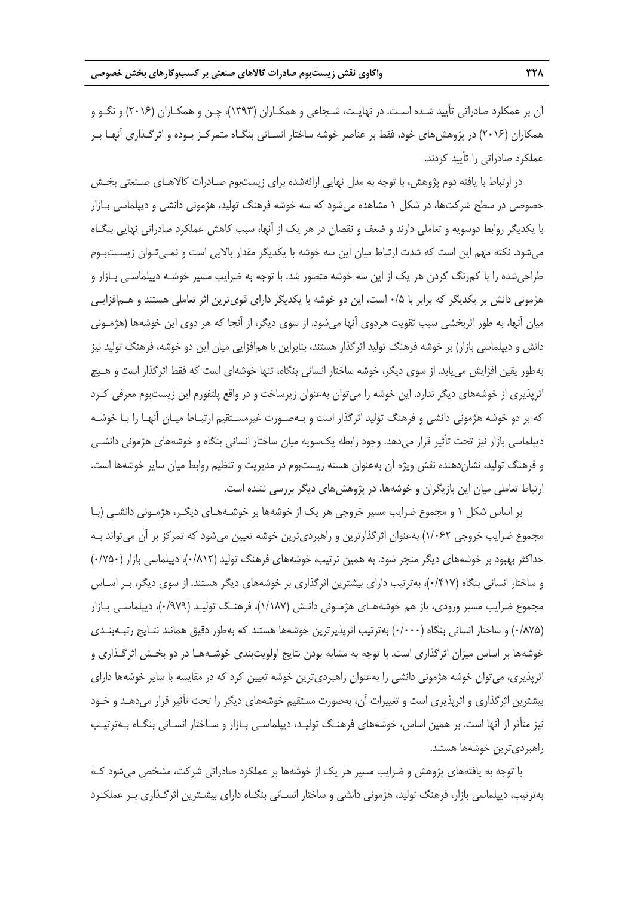آن بر عملکرد صادراتی تأیید شده است. در نهایت، شجاعی و همکاران (۱۳۹۳)، چن و همکاران (۲۰۱۶) و نگو و همکاران (۲۰۱۶) در پژوهش‌های خود، فقط بر عناصر خوشه ساختار انسانی بنگاه متمرکز بوده و اثرگذاری آنها بر عملکرد صادراتی را تأیید کردند.

در ارتباط با یافته دوم پژوهش، با توجه به مدل نهایی ارائه‌شده برای زیست‌بوم صادرات کالاهای صنعتی بخش خصوصی در سطح شرکت‌ها، در شکل ۱ مشاهده می‌شود که سه خوشه فرهنگ تولید، هژمونی دانشی و دیپلماسی بازار با یکدیگر روابط دوسویه و تعاملی دارند و ضعف و نقصان در هر یک از آنها، سبب کاهش عملکرد صادراتی نهایی بنگاه می‌شود. نکته مهم این است که شدت ارتباط میان این سه خوشه با یکدیگر مقدار بالایی است و نمی‌توان زیست‌بوم طراحی‌شده را با کم‌رنگ کردن هر یک از این سه خوشه متصور شد. با توجه به ضرایب مسیر خوشه دیپلماسی بازار و هژمونی دانش بر یکدیگر که برابر با ۰/۵ است، این دو خوشه با یکدیگر دارای قوی‌ترین اثر تعاملی هستند و هم‌افزایی میان آنها، به طور اثربخشی سبب تقویت هردوی آنها می‌شود. از سوی دیگر، از آنجا که هر دوی این خوشه‌ها (هژمونی دانش و دیپلماسی بازار) بر خوشه فرهنگ تولید اثرگذار هستند، بنابراین با هم‌افزایی میان این دو خوشه، فرهنگ تولید نیز به‌طور یقین افزایش می‌یابد. از سوی دیگر، خوشه ساختار انسانی بنگاه، تنها خوشه‌ای است که فقط اثرگذار است و هیچ اثرپذیری از خوشه‌های دیگر ندارد. این خوشه را می‌توان به‌عنوان زیرساخت و در واقع پلتفورم این زیست‌بوم معرفی کرد که بر دو خوشه هژمونی دانشی و فرهنگ تولید اثرگذار است و به‌صورت غیرمستقیم ارتباط میان آنها را با خوشه دیپلماسی بازار نیز تحت تأثیر قرار می‌دهد. وجود رابطه یک‌سویه میان ساختار انسانی بنگاه و خوشه‌های هژمونی دانشی و فرهنگ تولید، نشان‌دهنده نقش ویژه آن به‌عنوان هسته زیست‌بوم در مدیریت و تنظیم روابط میان سایر خوشه‌ها است. ارتباط تعاملی میان این بازیگران و خوشه‌ها، در پژوهش‌های دیگر بررسی نشده است.

بر اساس شکل ۱ و مجموع ضرایب مسیر خروجی هر یک از خوشه‌ها بر خوشه‌های دیگر، هژمونی دانشی (با مجموع ضرایب خروجی ۱/۰۶۲) به‌عنوان اثرگذارترین و راهبردی‌ترین خوشه تعیین می‌شود که تمرکز بر آن می‌تواند به حداکثر بهبود بر خوشه‌های دیگر منجر شود. به همین ترتیب، خوشه‌های فرهنگ تولید (۰/۸۱۲)، دیپلماسی بازار (۰/۷۵۰) و ساختار انسانی بنگاه (۰/۴۱۷)، به‌ترتیب دارای بیشترین اثرگذاری بر خوشه‌های دیگر هستند. از سوی دیگر، بر اساس مجموع ضرایب مسیر ورودی، باز هم خوشه‌های هژمونی دانش (۱/۱۸۷)، فرهنگ تولید (۰/۹۷۹)، دیپلماسی بازار (۰/۸۷۵) و ساختار انسانی بنگاه (۰/۰۰۰) به‌ترتیب اثرپذیرترین خوشه‌ها هستند که به‌طور دقیق همانند نتایج رتبه‌بندی خوشه‌ها بر اساس میزان اثرگذاری است. با توجه به مشابه بودن نتایج اولویت‌بندی خوشه‌ها در دو بخش اثرگذاری و اثرپذیری، می‌توان خوشه هژمونی دانشی را به‌عنوان راهبردی‌ترین خوشه تعیین کرد که در مقایسه با سایر خوشه‌ها دارای بیشترین اثرگذاری و اثرپذیری است و تغییرات آن، به‌صورت مستقیم خوشه‌های دیگر را تحت تأثیر قرار می‌دهد و خود نیز متأثر از آنها است. بر همین اساس، خوشه‌های فرهنگ تولید، دیپلماسی بازار و ساختار انسانی بنگاه به‌ترتیب راهبردی‌ترین خوشه‌ها هستند.

با توجه به یافته‌های پژوهش و ضرایب مسیر هر یک از خوشه‌ها بر عملکرد صادراتی شرکت، مشخص می‌شود که به‌ترتیب، دیپلماسی بازار، فرهنگ تولید، هزمونی دانشی و ساختار انسانی بنگاه دارای بیشترین اثرگذاری بر عملکرد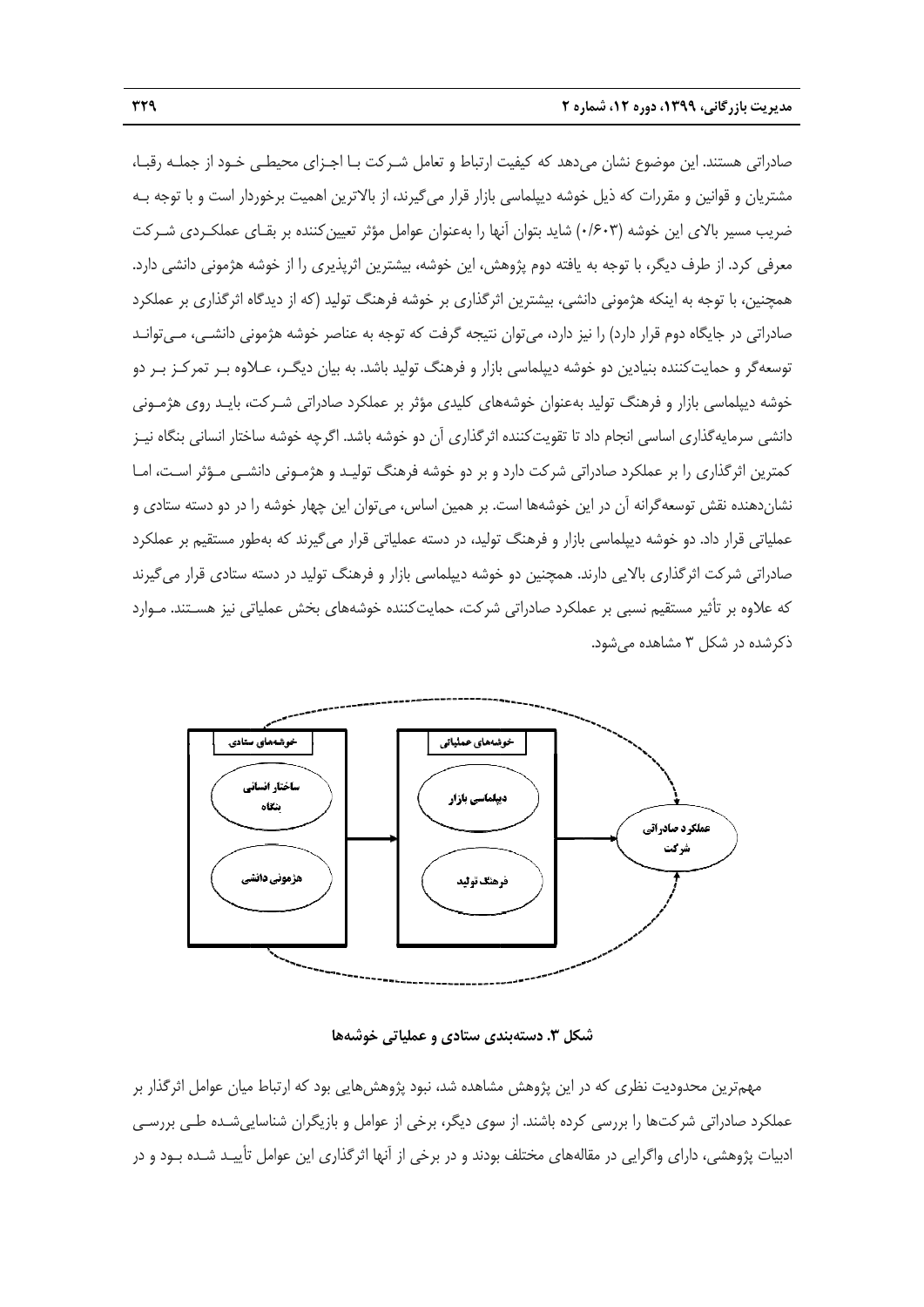صادراتی هستند. این موضوع نشان می‌دهد که کیفیت ارتباط و تعامل شـرکت بـا اجـزای محیطـی خـود از جملـه رقبـا، مشتریان و قوانین و مقررات که ذیل خوشه دیپلماسی بازار قرار می‌گیرند، از بالاترین اهمیت برخوردار است و با توجه بـه ضریب مسیر بالای این خوشه (۰/۶۰۳) شاید بتوان آنها را به‌عنوان عوامل مؤثر تعیین‌کننده بر بقـای عملکـردی شـرکت معرفی کرد. از طرف دیگر، با توجه به یافته دوم پژوهش، این خوشه، بیشترین اثرپذیری را از خوشه هژمونی دانشی دارد. همچنین، با توجه به اینکه هژمونی دانشی، بیشترین اثرگذاری بر خوشه فرهنگ تولید (که از دیدگاه اثرگذاری بر عملکرد صادراتی در جایگاه دوم قرار دارد) را نیز دارد، می‌توان نتیجه گرفت که توجه به عناصر خوشه هژمونی دانشـی، مـی‌توانـد توسعه‌گر و حمایت‌کننده بنیادین دو خوشه دیپلماسی بازار و فرهنگ تولید باشد. به بیان دیگـر، عـلاوه بـر تمرکـز بـر دو خوشه دیپلماسی بازار و فرهنگ تولید به‌عنوان خوشه‌های کلیدی مؤثر بر عملکرد صادراتی شـرکت، بایـد روی هژمـونی دانشی سرمایه‌گذاری اساسی انجام داد تا تقویت‌کننده اثرگذاری آن دو خوشه باشد. اگرچه خوشه ساختار انسانی بنگاه نیـز کمترین اثرگذاری را بر عملکرد صادراتی شرکت دارد و بر دو خوشه فرهنگ تولیـد و هژمـونی دانشـی مـؤثر اسـت، امـا نشان‌دهنده نقش توسعه‌گرانه آن در این خوشه‌ها است. بر همین اساس، می‌توان این چهار خوشه را در دو دسته ستادی و عملیاتی قرار داد. دو خوشه دیپلماسی بازار و فرهنگ تولید، در دسته عملیاتی قرار می‌گیرند که به‌طور مستقیم بر عملکرد صادراتی شرکت اثرگذاری بالایی دارند. همچنین دو خوشه دیپلماسی بازار و فرهنگ تولید در دسته ستادی قرار می‌گیرند که علاوه بر تأثیر مستقیم نسبی بر عملکرد صادراتی شرکت، حمایت‌کننده خوشه‌های بخش عملیاتی نیز هسـتند. مـوارد ذکرشده در شکل ۳ مشاهده می‌شود.

**شکل ۳. دسته‌بندی ستادی و عملیاتی خوشه‌ها**

مهم‌ترین محدودیت نظری که در این پژوهش مشاهده شد، نبود پژوهش‌هایی بود که ارتباط میان عوامل اثرگذار بر عملکرد صادراتی شرکت‌ها را بررسی کرده باشند. از سوی دیگر، برخی از عوامل و بازیگران شناسایی‌شـده طـی بررسـی ادبیات پژوهشی، دارای واگرایی در مقاله‌های مختلف بودند و در برخی از آنها اثرگذاری این عوامل تأییـد شـده بـود و در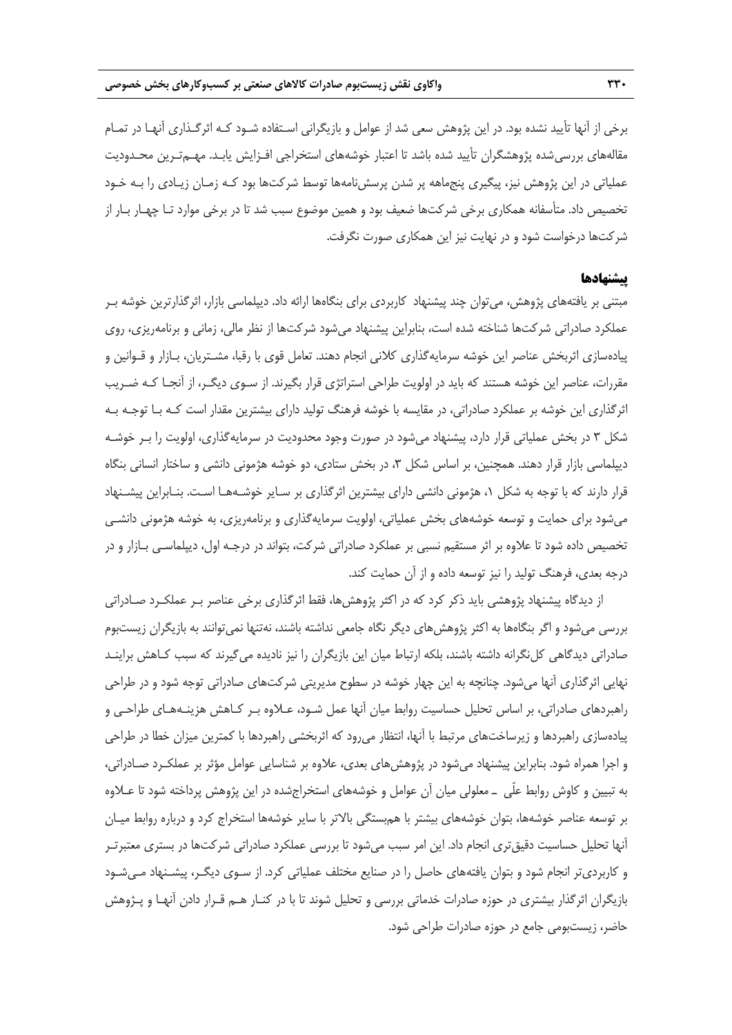برخی از آنها تأیید نشده بود. در این پژوهش سعی شد از عوامل و بازیگرانی استفاده شود که اثرگذاری آنها در تمام مقاله‌های بررسی‌شده پژوهشگران تأیید شده باشد تا اعتبار خوشه‌های استخراجی افزایش یابد. مهم‌ترین محدودیت عملیاتی در این پژوهش نیز، پیگیری پنج‌ماهه پر شدن پرسش‌نامه‌ها توسط شرکت‌ها بود که زمان زیادی را به خود تخصیص داد. متأسفانه همکاری برخی شرکت‌ها ضعیف بود و همین موضوع سبب شد تا در برخی موارد تا چهار بار از شرکت‌ها درخواست شود و در نهایت نیز این همکاری صورت نگرفت.

## پیشنهادها

مبتنی بر یافته‌های پژوهش، می‌توان چند پیشنهاد کاربردی برای بنگاه‌ها ارائه داد. دیپلماسی بازار، اثرگذارترین خوشه بر عملکرد صادراتی شرکت‌ها شناخته شده است، بنابراین پیشنهاد می‌شود شرکت‌ها از نظر مالی، زمانی و برنامه‌ریزی، روی پیاده‌سازی اثربخش عناصر این خوشه سرمایه‌گذاری کلانی انجام دهند. تعامل قوی با رقبا، مشتریان، بازار و قوانین و مقررات، عناصر این خوشه هستند که باید در اولویت طراحی استراتژی قرار بگیرند. از سوی دیگر، از آنجا که ضریب اثرگذاری این خوشه بر عملکرد صادراتی، در مقایسه با خوشه فرهنگ تولید دارای بیشترین مقدار است که با توجه به شکل ۳ در بخش عملیاتی قرار دارد، پیشنهاد می‌شود در صورت وجود محدودیت در سرمایه‌گذاری، اولویت را بر خوشه دیپلماسی بازار قرار دهند. همچنین، بر اساس شکل ۳، در بخش ستادی، دو خوشه هژمونی دانشی و ساختار انسانی بنگاه قرار دارند که با توجه به شکل ۱، هژمونی دانشی دارای بیشترین اثرگذاری بر سایر خوشه‌ها است. بنابراین پیشنهاد می‌شود برای حمایت و توسعه خوشه‌های بخش عملیاتی، اولویت سرمایه‌گذاری و برنامه‌ریزی، به خوشه هژمونی دانشی تخصیص داده شود تا علاوه بر اثر مستقیم نسبی بر عملکرد صادراتی شرکت، بتواند در درجه اول، دیپلماسی بازار و در درجه بعدی، فرهنگ تولید را نیز توسعه داده و از آن حمایت کند.

از دیدگاه پیشنهاد پژوهشی باید ذکر کرد که در اکثر پژوهش‌ها، فقط اثرگذاری برخی عناصر بر عملکرد صادراتی بررسی می‌شود و اگر بنگاه‌ها به اکثر پژوهش‌های دیگر نگاه جامعی نداشته باشند، نه‌تنها نمی‌توانند به بازیگران زیست‌بوم صادراتی دیدگاهی کل‌نگرانه داشته باشند، بلکه ارتباط میان این بازیگران را نیز نادیده می‌گیرند که سبب کاهش برایند نهایی اثرگذاری آنها می‌شود. چنانچه به این چهار خوشه در سطوح مدیریتی شرکت‌های صادراتی توجه شود و در طراحی راهبردهای صادراتی، بر اساس تحلیل حساسیت روابط میان آنها عمل شود، علاوه بر کاهش هزینه‌های طراحی و پیاده‌سازی راهبردها و زیرساخت‌های مرتبط با آنها، انتظار می‌رود که اثربخشی راهبردها با کمترین میزان خطا در طراحی و اجرا همراه شود. بنابراین پیشنهاد می‌شود در پژوهش‌های بعدی، علاوه بر شناسایی عوامل مؤثر بر عملکرد صادراتی، به تبیین و کاوش روابط علّی ـ معلولی میان آن عوامل و خوشه‌های استخراج‌شده در این پژوهش پرداخته شود تا علاوه بر توسعه عناصر خوشه‌ها، بتوان خوشه‌های بیشتر با هم‌بستگی بالاتر با سایر خوشه‌ها استخراج کرد و درباره روابط میان آنها تحلیل حساسیت دقیق‌تری انجام داد. این امر سبب می‌شود تا بررسی عملکرد صادراتی شرکت‌ها در بستری معتبرتر و کاربردی‌تر انجام شود و بتوان یافته‌های حاصل را در صنایع مختلف عملیاتی کرد. از سوی دیگر، پیشنهاد می‌شود بازیگران اثرگذار بیشتری در حوزه صادرات خدماتی بررسی و تحلیل شوند تا با در کنار هم قرار دادن آنها و پژوهش حاضر، زیست‌بومی جامع در حوزه صادرات طراحی شود.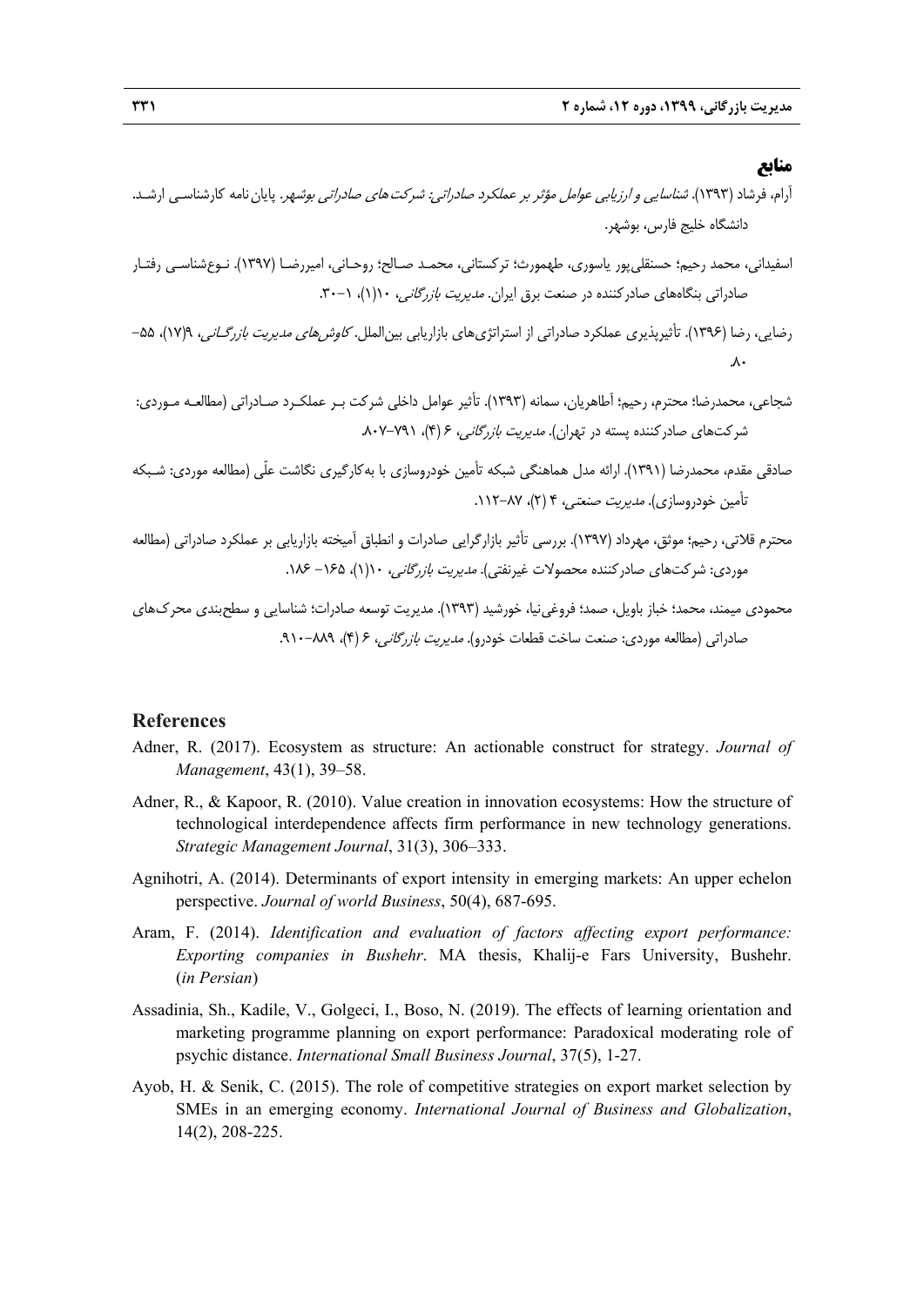## منابع

آرام، فرشاد (۱۳۹۳). *شناسایی و ارزیابی عوامل مؤثر بر عملکرد صادراتی: شرکت‌های صادراتی بوشهر*. پایان‌نامه کارشناسی ارشد. دانشگاه خلیج فارس، بوشهر.

اسفیدانی، محمد رحیم؛ حسنقلی‌پور یاسوری، طهمورث؛ ترکستانی، محمد صالح؛ روحانی، امیررضا (۱۳۹۷). نوع‌شناسی رفتار صادراتی بنگاه‌های صادرکننده در صنعت برق ایران. *مدیریت بازرگانی*، ۱۰(۱)، ۱–۳۰.

رضایی، رضا (۱۳۹۶). تأثیرپذیری عملکرد صادراتی از استراتژی‌های بازاریابی بین‌الملل. *کاوش‌های مدیریت بازرگانی*، ۹(۱۷)، ۵۵–۸۰.

شجاعی، محمدرضا؛ محترم، رحیم؛ أطاهریان، سمانه (۱۳۹۳). تأثیر عوامل داخلی شرکت بر عملکرد صادراتی (مطالعه موردی: شرکت‌های صادرکننده پسته در تهران). *مدیریت بازرگانی*، ۶ (۴)، ۷۹۱–۸۰۷.

صادقی مقدم، محمدرضا (۱۳۹۱). ارائه مدل هماهنگی شبکه تأمین خودروسازی با به‌کارگیری نگاشت علّی (مطالعه موردی: شبکه تأمین خودروسازی). *مدیریت صنعتی*، ۴ (۲)، ۸۷–۱۱۲.

محترم قلاتی، رحیم؛ موثق، مهرداد (۱۳۹۷). بررسی تأثیر بازارگرایی صادرات و انطباق آمیخته بازاریابی بر عملکرد صادراتی (مطالعه موردی: شرکت‌های صادرکننده محصولات غیرنفتی). *مدیریت بازرگانی*، ۱۰(۱)، ۱۶۵– ۱۸۶.

محمودی میمند، محمد؛ خباز باویل، صمد؛ فروغی‌نیا، خورشید (۱۳۹۳). مدیریت توسعه صادرات؛ شناسایی و سطح‌بندی محرک‌های صادراتی (مطالعه موردی: صنعت ساخت قطعات خودرو). *مدیریت بازرگانی*، ۶ (۴)، ۸۸۹–۹۱۰.

## References

Adner, R. (2017). Ecosystem as structure: An actionable construct for strategy. *Journal of Management*, 43(1), 39–58.

Adner, R., & Kapoor, R. (2010). Value creation in innovation ecosystems: How the structure of technological interdependence affects firm performance in new technology generations. *Strategic Management Journal*, 31(3), 306–333.

Agnihotri, A. (2014). Determinants of export intensity in emerging markets: An upper echelon perspective. *Journal of world Business*, 50(4), 687-695.

Aram, F. (2014). *Identification and evaluation of factors affecting export performance: Exporting companies in Bushehr*. MA thesis, Khalij-e Fars University, Bushehr. (*in Persian*)

Assadinia, Sh., Kadile, V., Golgeci, I., Boso, N. (2019). The effects of learning orientation and marketing programme planning on export performance: Paradoxical moderating role of psychic distance. *International Small Business Journal*, 37(5), 1-27.

Ayob, H. & Senik, C. (2015). The role of competitive strategies on export market selection by SMEs in an emerging economy. *International Journal of Business and Globalization*, 14(2), 208-225.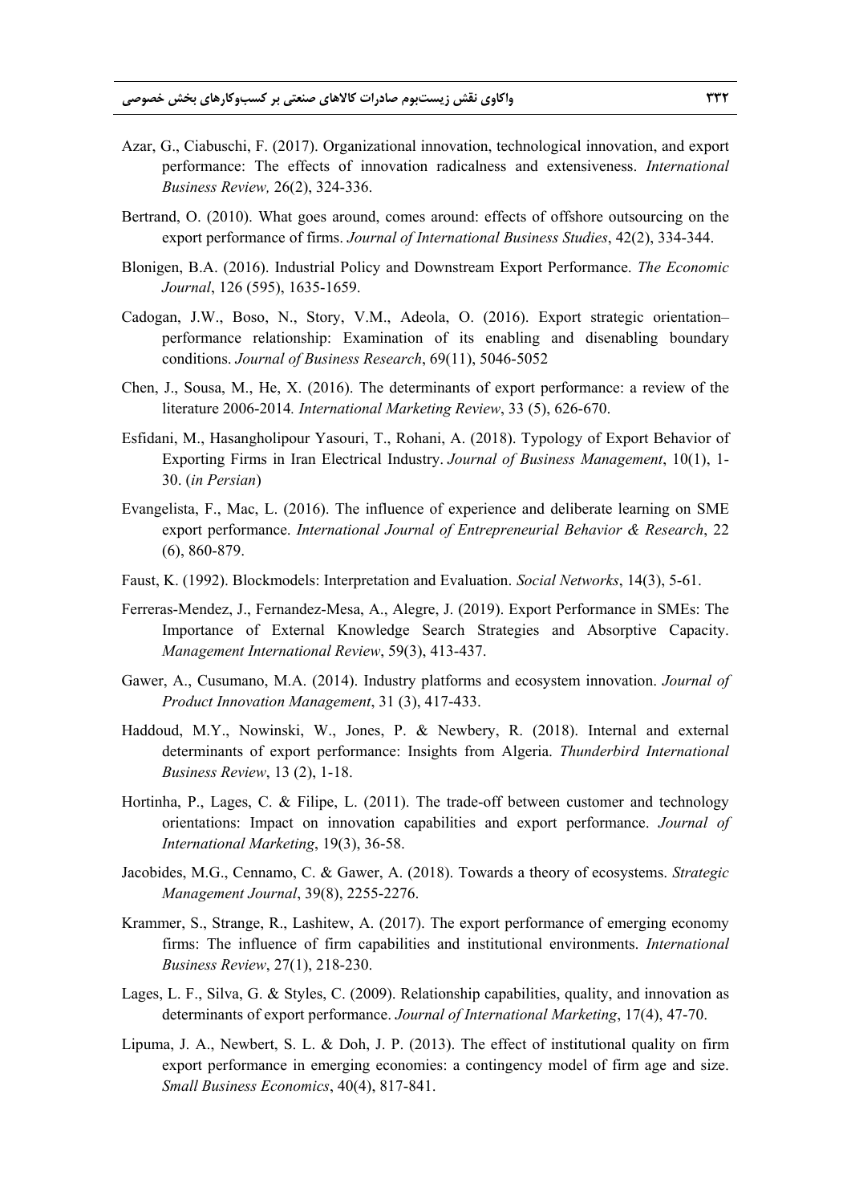Azar, G., Ciabuschi, F. (2017). Organizational innovation, technological innovation, and export performance: The effects of innovation radicalness and extensiveness. *International Business Review,* 26(2), 324-336.

Bertrand, O. (2010). What goes around, comes around: effects of offshore outsourcing on the export performance of firms. *Journal of International Business Studies*, 42(2), 334-344.

Blonigen, B.A. (2016). Industrial Policy and Downstream Export Performance. *The Economic Journal*, 126 (595), 1635-1659.

Cadogan, J.W., Boso, N., Story, V.M., Adeola, O. (2016). Export strategic orientation–performance relationship: Examination of its enabling and disenabling boundary conditions. *Journal of Business Research*, 69(11), 5046-5052

Chen, J., Sousa, M., He, X. (2016). The determinants of export performance: a review of the literature 2006-2014*. International Marketing Review*, 33 (5), 626-670.

Esfidani, M., Hasangholipour Yasouri, T., Rohani, A. (2018). Typology of Export Behavior of Exporting Firms in Iran Electrical Industry. *Journal of Business Management*, 10(1), 1-30. (*in Persian*)

Evangelista, F., Mac, L. (2016). The influence of experience and deliberate learning on SME export performance. *International Journal of Entrepreneurial Behavior & Research*, 22 (6), 860-879.

Faust, K. (1992). Blockmodels: Interpretation and Evaluation. *Social Networks*, 14(3), 5-61.

Ferreras-Mendez, J., Fernandez-Mesa, A., Alegre, J. (2019). Export Performance in SMEs: The Importance of External Knowledge Search Strategies and Absorptive Capacity. *Management International Review*, 59(3), 413-437.

Gawer, A., Cusumano, M.A. (2014). Industry platforms and ecosystem innovation. *Journal of Product Innovation Management*, 31 (3), 417-433.

Haddoud, M.Y., Nowinski, W., Jones, P. & Newbery, R. (2018). Internal and external determinants of export performance: Insights from Algeria. *Thunderbird International Business Review*, 13 (2), 1-18.

Hortinha, P., Lages, C. & Filipe, L. (2011). The trade-off between customer and technology orientations: Impact on innovation capabilities and export performance. *Journal of International Marketing*, 19(3), 36-58.

Jacobides, M.G., Cennamo, C. & Gawer, A. (2018). Towards a theory of ecosystems. *Strategic Management Journal*, 39(8), 2255-2276.

Krammer, S., Strange, R., Lashitew, A. (2017). The export performance of emerging economy firms: The influence of firm capabilities and institutional environments. *International Business Review*, 27(1), 218-230.

Lages, L. F., Silva, G. & Styles, C. (2009). Relationship capabilities, quality, and innovation as determinants of export performance. *Journal of International Marketing*, 17(4), 47-70.

Lipuma, J. A., Newbert, S. L. & Doh, J. P. (2013). The effect of institutional quality on firm export performance in emerging economies: a contingency model of firm age and size. *Small Business Economics*, 40(4), 817-841.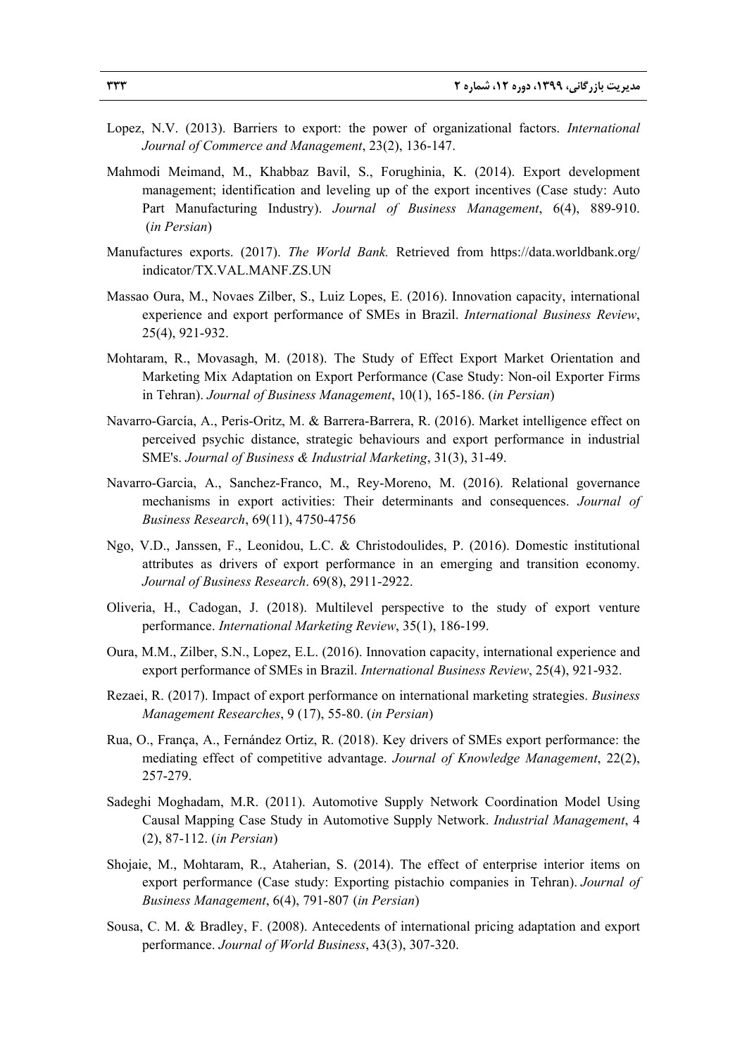Lopez, N.V. (2013). Barriers to export: the power of organizational factors. *International Journal of Commerce and Management*, 23(2), 136-147.

Mahmodi Meimand, M., Khabbaz Bavil, S., Forughinia, K. (2014). Export development management; identification and leveling up of the export incentives (Case study: Auto Part Manufacturing Industry). *Journal of Business Management*, 6(4), 889-910. (*in Persian*)

Manufactures exports. (2017). *The World Bank.* Retrieved from https://data.worldbank.org/indicator/TX.VAL.MANF.ZS.UN

Massao Oura, M., Novaes Zilber, S., Luiz Lopes, E. (2016). Innovation capacity, international experience and export performance of SMEs in Brazil. *International Business Review*, 25(4), 921-932.

Mohtaram, R., Movasagh, M. (2018). The Study of Effect Export Market Orientation and Marketing Mix Adaptation on Export Performance (Case Study: Non-oil Exporter Firms in Tehran). *Journal of Business Management*, 10(1), 165-186. (*in Persian*)

Navarro-García, A., Peris-Oritz, M. & Barrera-Barrera, R. (2016). Market intelligence effect on perceived psychic distance, strategic behaviours and export performance in industrial SME's. *Journal of Business & Industrial Marketing*, 31(3), 31-49.

Navarro-Garcia, A., Sanchez-Franco, M., Rey-Moreno, M. (2016). Relational governance mechanisms in export activities: Their determinants and consequences. *Journal of Business Research*, 69(11), 4750-4756

Ngo, V.D., Janssen, F., Leonidou, L.C. & Christodoulides, P. (2016). Domestic institutional attributes as drivers of export performance in an emerging and transition economy. *Journal of Business Research*. 69(8), 2911-2922.

Oliveria, H., Cadogan, J. (2018). Multilevel perspective to the study of export venture performance. *International Marketing Review*, 35(1), 186-199.

Oura, M.M., Zilber, S.N., Lopez, E.L. (2016). Innovation capacity, international experience and export performance of SMEs in Brazil. *International Business Review*, 25(4), 921-932.

Rezaei, R. (2017). Impact of export performance on international marketing strategies. *Business Management Researches*, 9 (17), 55-80. (*in Persian*)

Rua, O., França, A., Fernández Ortiz, R. (2018). Key drivers of SMEs export performance: the mediating effect of competitive advantage. *Journal of Knowledge Management*, 22(2), 257-279.

Sadeghi Moghadam, M.R. (2011). Automotive Supply Network Coordination Model Using Causal Mapping Case Study in Automotive Supply Network. *Industrial Management*, 4 (2), 87-112. (*in Persian*)

Shojaie, M., Mohtaram, R., Ataherian, S. (2014). The effect of enterprise interior items on export performance (Case study: Exporting pistachio companies in Tehran). *Journal of Business Management*, 6(4), 791-807 (*in Persian*)

Sousa, C. M. & Bradley, F. (2008). Antecedents of international pricing adaptation and export performance. *Journal of World Business*, 43(3), 307-320.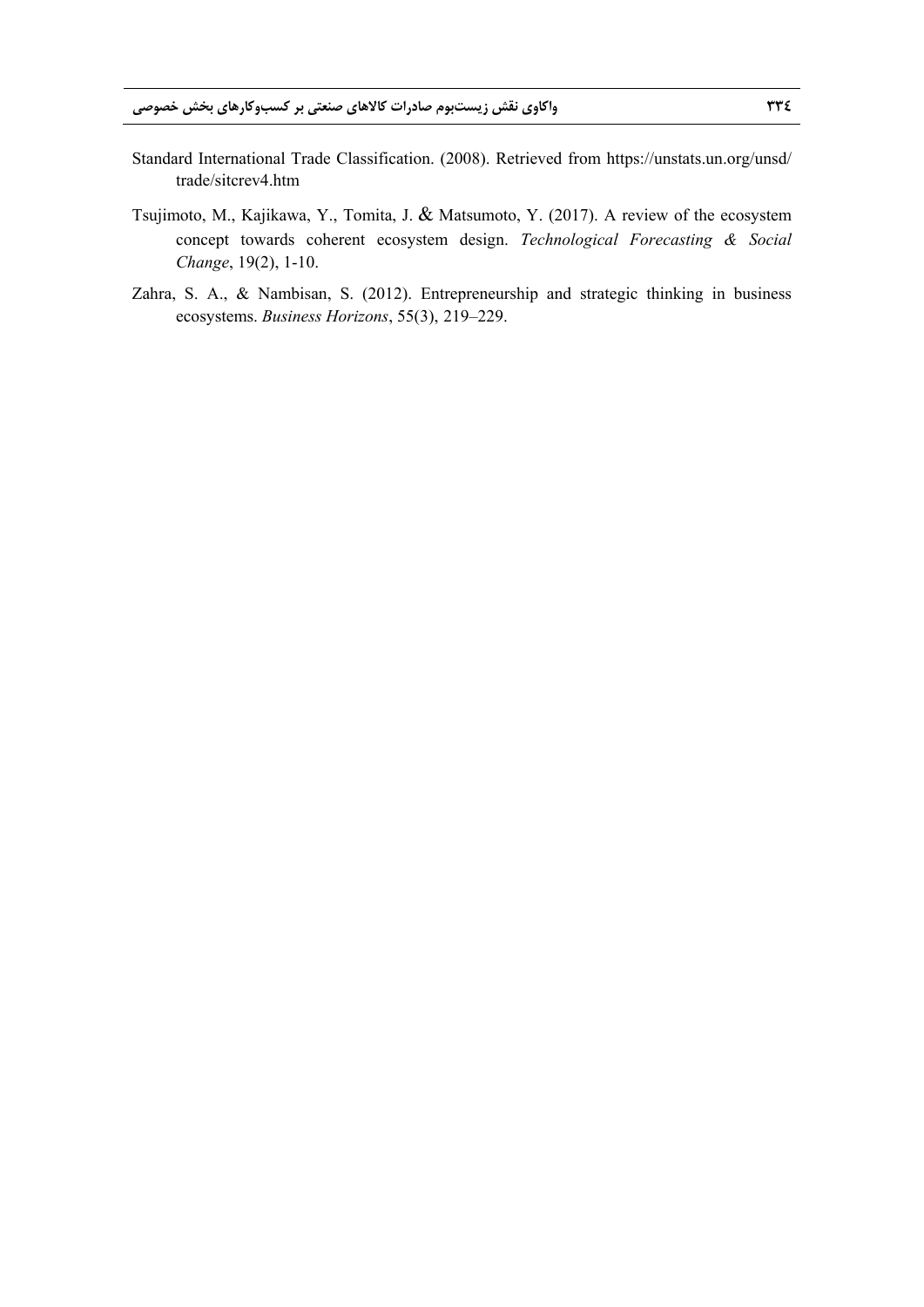Standard International Trade Classification. (2008). Retrieved from https://unstats.un.org/unsd/trade/sitcrev4.htm

Tsujimoto, M., Kajikawa, Y., Tomita, J. & Matsumoto, Y. (2017). A review of the ecosystem concept towards coherent ecosystem design. *Technological Forecasting & Social Change*, 19(2), 1-10.

Zahra, S. A., & Nambisan, S. (2012). Entrepreneurship and strategic thinking in business ecosystems. *Business Horizons*, 55(3), 219–229.